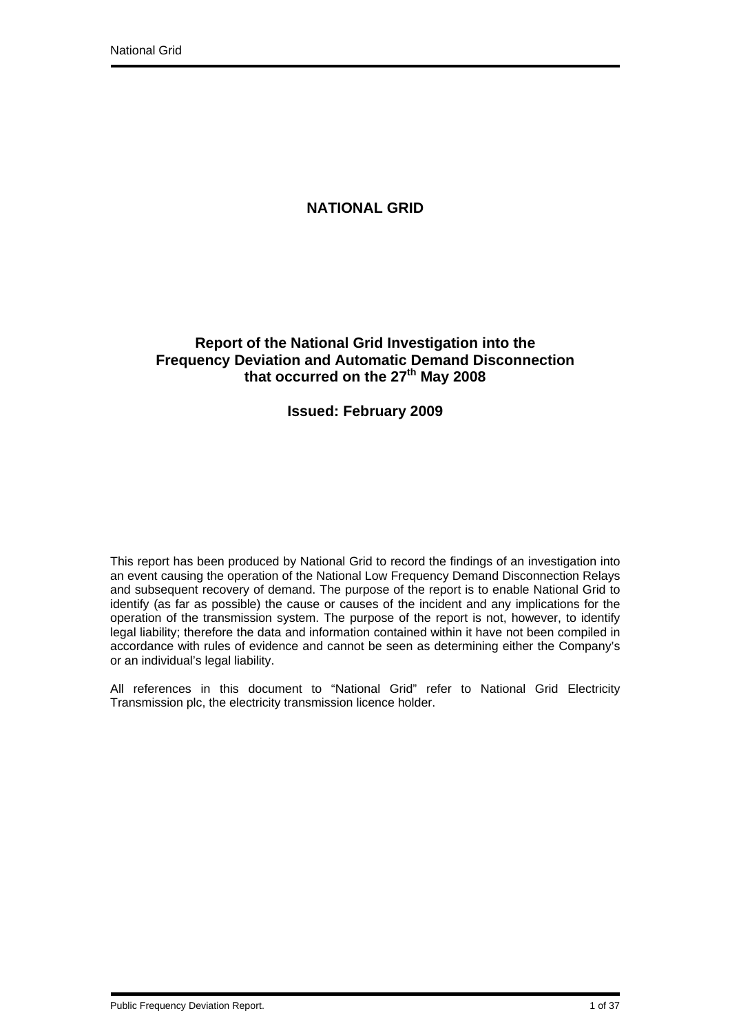# NATIONAL GRID

## Report of the National Grid Investigation into the Frequency Deviation and Automatic Demand Disconnection that occurred on the 27th May 2008

### Issued: February 2009

This report has been produced by National Grid to record the findings of an investigation into an event causing the operation of the National Low Frequency Demand Disconnection Relays and subsequent recovery of demand. The purpose of the report is to enable National Grid to identify (as far as possible) the cause or causes of the incident and any implications for the operation of the transmission system. The purpose of the report is not, however, to identify legal liability; therefore the data and information contained within it have not been compiled in accordance with rules of evidence and cannot be seen as determining either the Company's or an individual's legal liability.

All references in this document to "National Grid" refer to National Grid Electricity Transmission plc, the electricity transmission licence holder.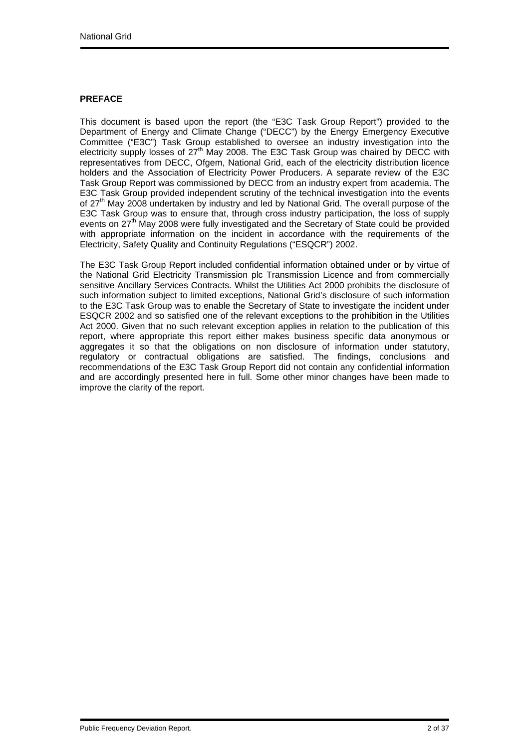**PREFACE**

This document is based upon the report (the "E3C Task Group Report") provided to the Department of Energy and Climate Change ("DECC") by the Energy Emergency Executive Committee ("E3C") Task Group established to oversee an industry investigation into the electricity supply losses of 27th May 2008. The E3C Task Group was chaired by DECC with representatives from DECC, Ofgem, National Grid, each of the electricity distribution licence holders and the Association of Electricity Power Producers. A separate review of the E3C Task Group Report was commissioned by DECC from an industry expert from academia. The E3C Task Group provided independent scrutiny of the technical investigation into the events of 27th May 2008 undertaken by industry and led by National Grid. The overall purpose of the E3C Task Group was to ensure that, through cross industry participation, the loss of supply events on 27th May 2008 were fully investigated and the Secretary of State could be provided with appropriate information on the incident in accordance with the requirements of the Electricity, Safety Quality and Continuity Regulations ("ESQCR") 2002.

The E3C Task Group Report included confidential information obtained under or by virtue of the National Grid Electricity Transmission plc Transmission Licence and from commercially sensitive Ancillary Services Contracts. Whilst the Utilities Act 2000 prohibits the disclosure of such information subject to limited exceptions, National Grid's disclosure of such information to the E3C Task Group was to enable the Secretary of State to investigate the incident under ESQCR 2002 and so satisfied one of the relevant exceptions to the prohibition in the Utilities Act 2000. Given that no such relevant exception applies in relation to the publication of this report, where appropriate this report either makes business specific data anonymous or aggregates it so that the obligations on non disclosure of information under statutory, regulatory or contractual obligations are satisfied. The findings, conclusions and recommendations of the E3C Task Group Report did not contain any confidential information and are accordingly presented here in full. Some other minor changes have been made to improve the clarity of the report.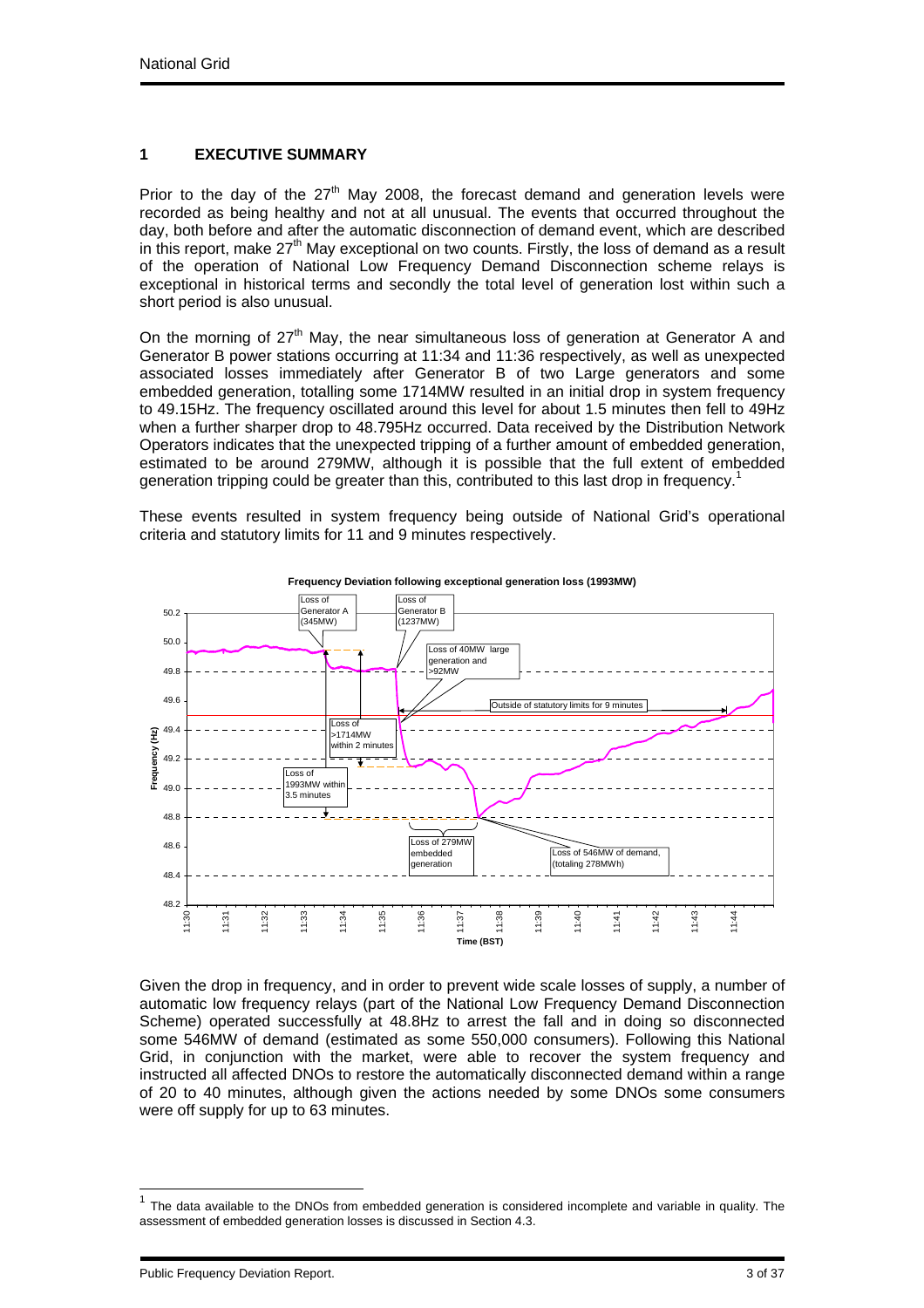## 1 EXECUTIVE SUMMARY

Prior to the day of the 27th May 2008, the forecast demand and generation levels were recorded as being healthy and not at all unusual. The events that occurred throughout the day, both before and after the automatic disconnection of demand event, which are described in this report, make 27th May exceptional on two counts. Firstly, the loss of demand as a result of the operation of National Low Frequency Demand Disconnection scheme relays is exceptional in historical terms and secondly the total level of generation lost within such a short period is also unusual.

On the morning of 27th May, the near simultaneous loss of generation at Generator A and Generator B power stations occurring at 11:34 and 11:36 respectively, as well as unexpected associated losses immediately after Generator B of two Large generators and some embedded generation, totalling some 1714MW resulted in an initial drop in system frequency to 49.15Hz. The frequency oscillated around this level for about 1.5 minutes then fell to 49Hz when a further sharper drop to 48.795Hz occurred. Data received by the Distribution Network Operators indicates that the unexpected tripping of a further amount of embedded generation, estimated to be around 279MW, although it is possible that the full extent of embedded generation tripping could be greater than this, contributed to this last drop in frequency.[1]

These events resulted in system frequency being outside of National Grid's operational criteria and statutory limits for 11 and 9 minutes respectively.

**Frequency Deviation following exceptional generation loss (1993MW)**

Given the drop in frequency, and in order to prevent wide scale losses of supply, a number of automatic low frequency relays (part of the National Low Frequency Demand Disconnection Scheme) operated successfully at 48.8Hz to arrest the fall and in doing so disconnected some 546MW of demand (estimated as some 550,000 consumers). Following this National Grid, in conjunction with the market, were able to recover the system frequency and instructed all affected DNOs to restore the automatically disconnected demand within a range of 20 to 40 minutes, although given the actions needed by some DNOs some consumers were off supply for up to 63 minutes.

---

[1] The data available to the DNOs from embedded generation is considered incomplete and variable in quality. The assessment of embedded generation losses is discussed in Section 4.3.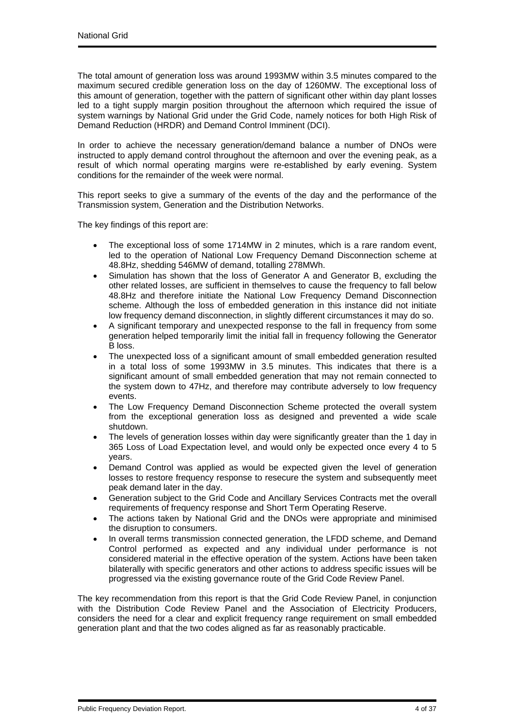The total amount of generation loss was around 1993MW within 3.5 minutes compared to the maximum secured credible generation loss on the day of 1260MW. The exceptional loss of this amount of generation, together with the pattern of significant other within day plant losses led to a tight supply margin position throughout the afternoon which required the issue of system warnings by National Grid under the Grid Code, namely notices for both High Risk of Demand Reduction (HRDR) and Demand Control Imminent (DCI).

In order to achieve the necessary generation/demand balance a number of DNOs were instructed to apply demand control throughout the afternoon and over the evening peak, as a result of which normal operating margins were re-established by early evening. System conditions for the remainder of the week were normal.

This report seeks to give a summary of the events of the day and the performance of the Transmission system, Generation and the Distribution Networks.

The key findings of this report are:

- The exceptional loss of some 1714MW in 2 minutes, which is a rare random event, led to the operation of National Low Frequency Demand Disconnection scheme at 48.8Hz, shedding 546MW of demand, totalling 278MWh.
- Simulation has shown that the loss of Generator A and Generator B, excluding the other related losses, are sufficient in themselves to cause the frequency to fall below 48.8Hz and therefore initiate the National Low Frequency Demand Disconnection scheme. Although the loss of embedded generation in this instance did not initiate low frequency demand disconnection, in slightly different circumstances it may do so.
- A significant temporary and unexpected response to the fall in frequency from some generation helped temporarily limit the initial fall in frequency following the Generator B loss.
- The unexpected loss of a significant amount of small embedded generation resulted in a total loss of some 1993MW in 3.5 minutes. This indicates that there is a significant amount of small embedded generation that may not remain connected to the system down to 47Hz, and therefore may contribute adversely to low frequency events.
- The Low Frequency Demand Disconnection Scheme protected the overall system from the exceptional generation loss as designed and prevented a wide scale shutdown.
- The levels of generation losses within day were significantly greater than the 1 day in 365 Loss of Load Expectation level, and would only be expected once every 4 to 5 years.
- Demand Control was applied as would be expected given the level of generation losses to restore frequency response to resecure the system and subsequently meet peak demand later in the day.
- Generation subject to the Grid Code and Ancillary Services Contracts met the overall requirements of frequency response and Short Term Operating Reserve.
- The actions taken by National Grid and the DNOs were appropriate and minimised the disruption to consumers.
- In overall terms transmission connected generation, the LFDD scheme, and Demand Control performed as expected and any individual under performance is not considered material in the effective operation of the system. Actions have been taken bilaterally with specific generators and other actions to address specific issues will be progressed via the existing governance route of the Grid Code Review Panel.

The key recommendation from this report is that the Grid Code Review Panel, in conjunction with the Distribution Code Review Panel and the Association of Electricity Producers, considers the need for a clear and explicit frequency range requirement on small embedded generation plant and that the two codes aligned as far as reasonably practicable.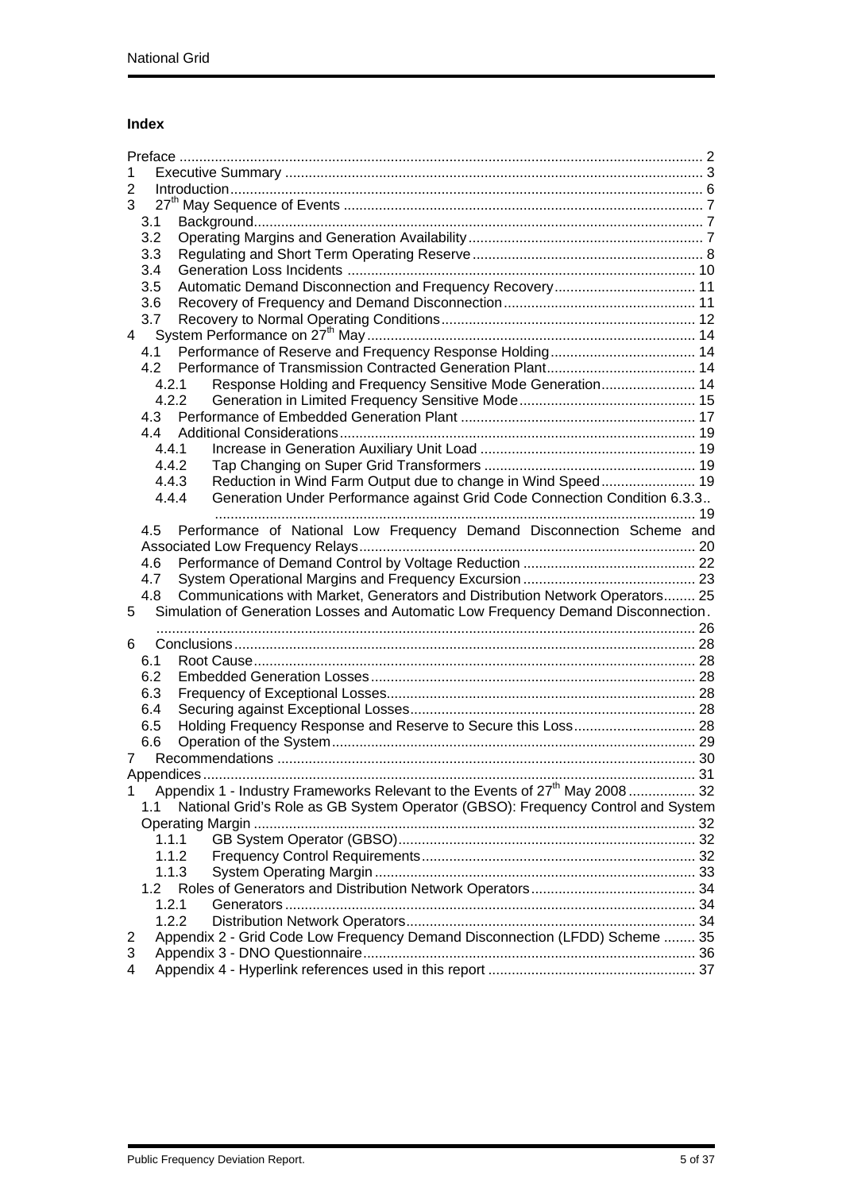## Index

- Preface ..... 2
- 1 Executive Summary ..... 3
- 2 Introduction ..... 6
- 3 27th May Sequence of Events ..... 7
  - 3.1 Background ..... 7
  - 3.2 Operating Margins and Generation Availability ..... 7
  - 3.3 Regulating and Short Term Operating Reserve ..... 8
  - 3.4 Generation Loss Incidents ..... 10
  - 3.5 Automatic Demand Disconnection and Frequency Recovery ..... 11
  - 3.6 Recovery of Frequency and Demand Disconnection ..... 11
  - 3.7 Recovery to Normal Operating Conditions ..... 12
- 4 System Performance on 27th May ..... 14
  - 4.1 Performance of Reserve and Frequency Response Holding ..... 14
  - 4.2 Performance of Transmission Contracted Generation Plant ..... 14
    - 4.2.1 Response Holding and Frequency Sensitive Mode Generation ..... 14
    - 4.2.2 Generation in Limited Frequency Sensitive Mode ..... 15
  - 4.3 Performance of Embedded Generation Plant ..... 17
  - 4.4 Additional Considerations ..... 19
    - 4.4.1 Increase in Generation Auxiliary Unit Load ..... 19
    - 4.4.2 Tap Changing on Super Grid Transformers ..... 19
    - 4.4.3 Reduction in Wind Farm Output due to change in Wind Speed ..... 19
    - 4.4.4 Generation Under Performance against Grid Code Connection Condition 6.3.3 ..... 19
  - 4.5 Performance of National Low Frequency Demand Disconnection Scheme and Associated Low Frequency Relays ..... 20
  - 4.6 Performance of Demand Control by Voltage Reduction ..... 22
  - 4.7 System Operational Margins and Frequency Excursion ..... 23
  - 4.8 Communications with Market, Generators and Distribution Network Operators ..... 25
- 5 Simulation of Generation Losses and Automatic Low Frequency Demand Disconnection ..... 26
- 6 Conclusions ..... 28
  - 6.1 Root Cause ..... 28
  - 6.2 Embedded Generation Losses ..... 28
  - 6.3 Frequency of Exceptional Losses ..... 28
  - 6.4 Securing against Exceptional Losses ..... 28
  - 6.5 Holding Frequency Response and Reserve to Secure this Loss ..... 28
  - 6.6 Operation of the System ..... 29
- 7 Recommendations ..... 30
- Appendices ..... 31
- 1 Appendix 1 - Industry Frameworks Relevant to the Events of 27th May 2008 ..... 32
  - 1.1 National Grid's Role as GB System Operator (GBSO): Frequency Control and System Operating Margin ..... 32
    - 1.1.1 GB System Operator (GBSO) ..... 32
    - 1.1.2 Frequency Control Requirements ..... 32
    - 1.1.3 System Operating Margin ..... 33
  - 1.2 Roles of Generators and Distribution Network Operators ..... 34
    - 1.2.1 Generators ..... 34
    - 1.2.2 Distribution Network Operators ..... 34
- 2 Appendix 2 - Grid Code Low Frequency Demand Disconnection (LFDD) Scheme ..... 35
- 3 Appendix 3 - DNO Questionnaire ..... 36
- 4 Appendix 4 - Hyperlink references used in this report ..... 37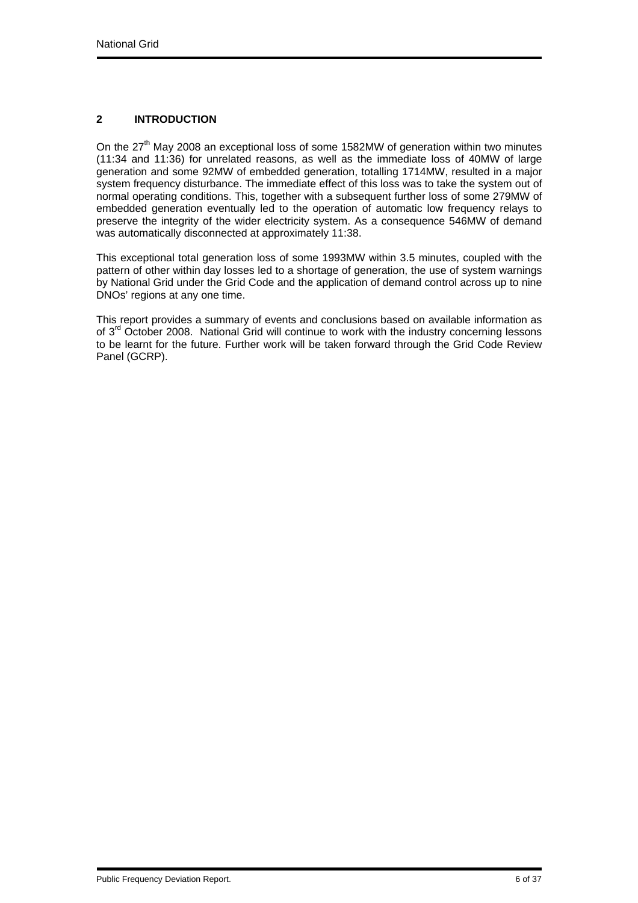## 2 INTRODUCTION

On the 27th May 2008 an exceptional loss of some 1582MW of generation within two minutes (11:34 and 11:36) for unrelated reasons, as well as the immediate loss of 40MW of large generation and some 92MW of embedded generation, totalling 1714MW, resulted in a major system frequency disturbance. The immediate effect of this loss was to take the system out of normal operating conditions. This, together with a subsequent further loss of some 279MW of embedded generation eventually led to the operation of automatic low frequency relays to preserve the integrity of the wider electricity system. As a consequence 546MW of demand was automatically disconnected at approximately 11:38.

This exceptional total generation loss of some 1993MW within 3.5 minutes, coupled with the pattern of other within day losses led to a shortage of generation, the use of system warnings by National Grid under the Grid Code and the application of demand control across up to nine DNOs' regions at any one time.

This report provides a summary of events and conclusions based on available information as of 3rd October 2008. National Grid will continue to work with the industry concerning lessons to be learnt for the future. Further work will be taken forward through the Grid Code Review Panel (GCRP).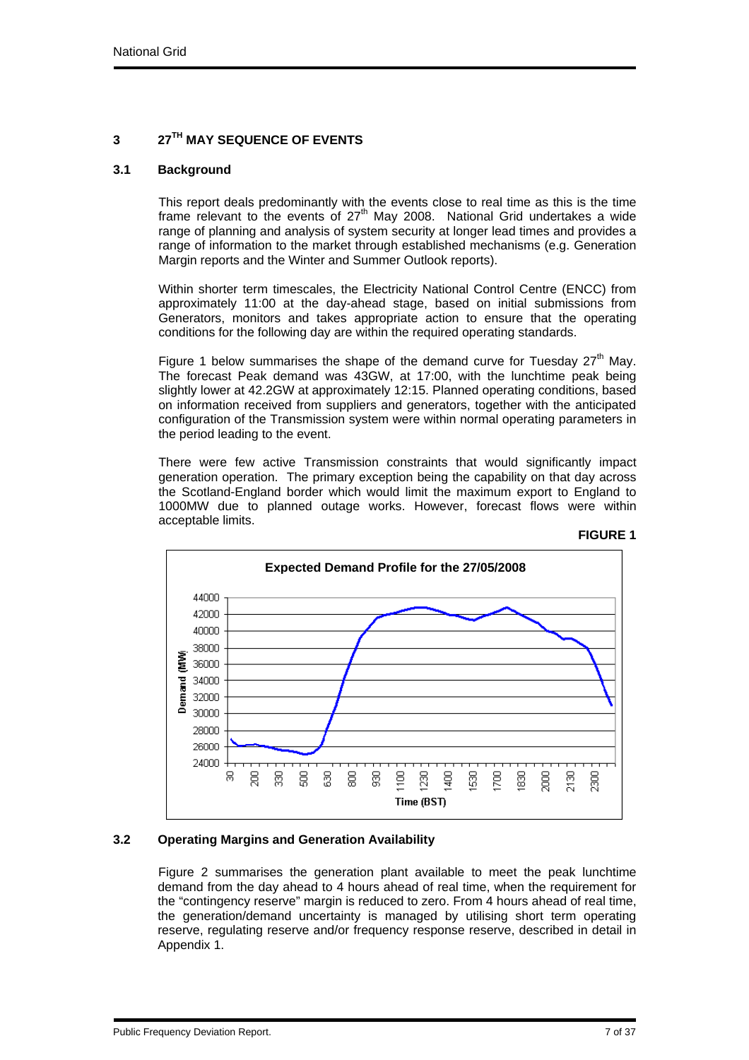## 3 27TH MAY SEQUENCE OF EVENTS

### 3.1 Background

This report deals predominantly with the events close to real time as this is the time frame relevant to the events of 27th May 2008. National Grid undertakes a wide range of planning and analysis of system security at longer lead times and provides a range of information to the market through established mechanisms (e.g. Generation Margin reports and the Winter and Summer Outlook reports).

Within shorter term timescales, the Electricity National Control Centre (ENCC) from approximately 11:00 at the day-ahead stage, based on initial submissions from Generators, monitors and takes appropriate action to ensure that the operating conditions for the following day are within the required operating standards.

Figure 1 below summarises the shape of the demand curve for Tuesday 27th May. The forecast Peak demand was 43GW, at 17:00, with the lunchtime peak being slightly lower at 42.2GW at approximately 12:15. Planned operating conditions, based on information received from suppliers and generators, together with the anticipated configuration of the Transmission system were within normal operating parameters in the period leading to the event.

There were few active Transmission constraints that would significantly impact generation operation. The primary exception being the capability on that day across the Scotland-England border which would limit the maximum export to England to 1000MW due to planned outage works. However, forecast flows were within acceptable limits.

**FIGURE 1**

**Expected Demand Profile for the 27/05/2008**

### 3.2 Operating Margins and Generation Availability

Figure 2 summarises the generation plant available to meet the peak lunchtime demand from the day ahead to 4 hours ahead of real time, when the requirement for the "contingency reserve" margin is reduced to zero. From 4 hours ahead of real time, the generation/demand uncertainty is managed by utilising short term operating reserve, regulating reserve and/or frequency response reserve, described in detail in Appendix 1.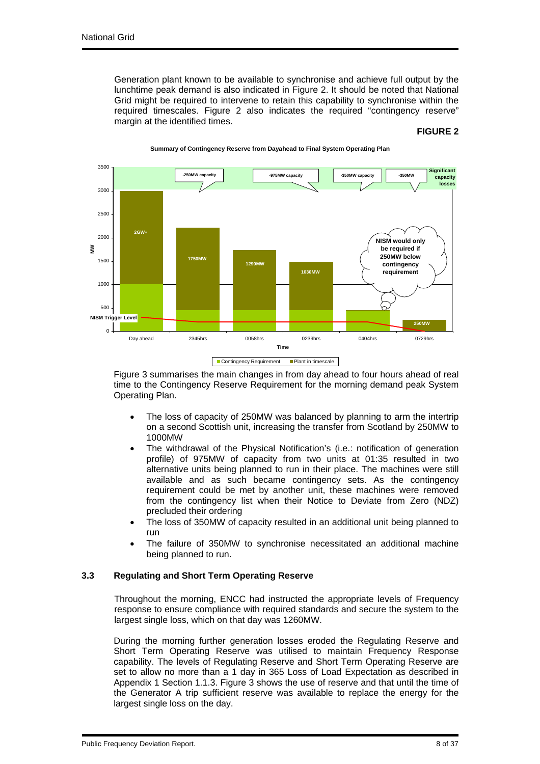Generation plant known to be available to synchronise and achieve full output by the lunchtime peak demand is also indicated in Figure 2. It should be noted that National Grid might be required to intervene to retain this capability to synchronise within the required timescales. Figure 2 also indicates the required "contingency reserve" margin at the identified times.

**FIGURE 2**

**Summary of Contingency Reserve from Dayahead to Final System Operating Plan**

Figure 3 summarises the main changes in from day ahead to four hours ahead of real time to the Contingency Reserve Requirement for the morning demand peak System Operating Plan.

- The loss of capacity of 250MW was balanced by planning to arm the intertrip on a second Scottish unit, increasing the transfer from Scotland by 250MW to 1000MW
- The withdrawal of the Physical Notification's (i.e.: notification of generation profile) of 975MW of capacity from two units at 01:35 resulted in two alternative units being planned to run in their place. The machines were still available and as such became contingency sets. As the contingency requirement could be met by another unit, these machines were removed from the contingency list when their Notice to Deviate from Zero (NDZ) precluded their ordering
- The loss of 350MW of capacity resulted in an additional unit being planned to run
- The failure of 350MW to synchronise necessitated an additional machine being planned to run.

### 3.3 Regulating and Short Term Operating Reserve

Throughout the morning, ENCC had instructed the appropriate levels of Frequency response to ensure compliance with required standards and secure the system to the largest single loss, which on that day was 1260MW.

During the morning further generation losses eroded the Regulating Reserve and Short Term Operating Reserve was utilised to maintain Frequency Response capability. The levels of Regulating Reserve and Short Term Operating Reserve are set to allow no more than a 1 day in 365 Loss of Load Expectation as described in Appendix 1 Section 1.1.3. Figure 3 shows the use of reserve and that until the time of the Generator A trip sufficient reserve was available to replace the energy for the largest single loss on the day.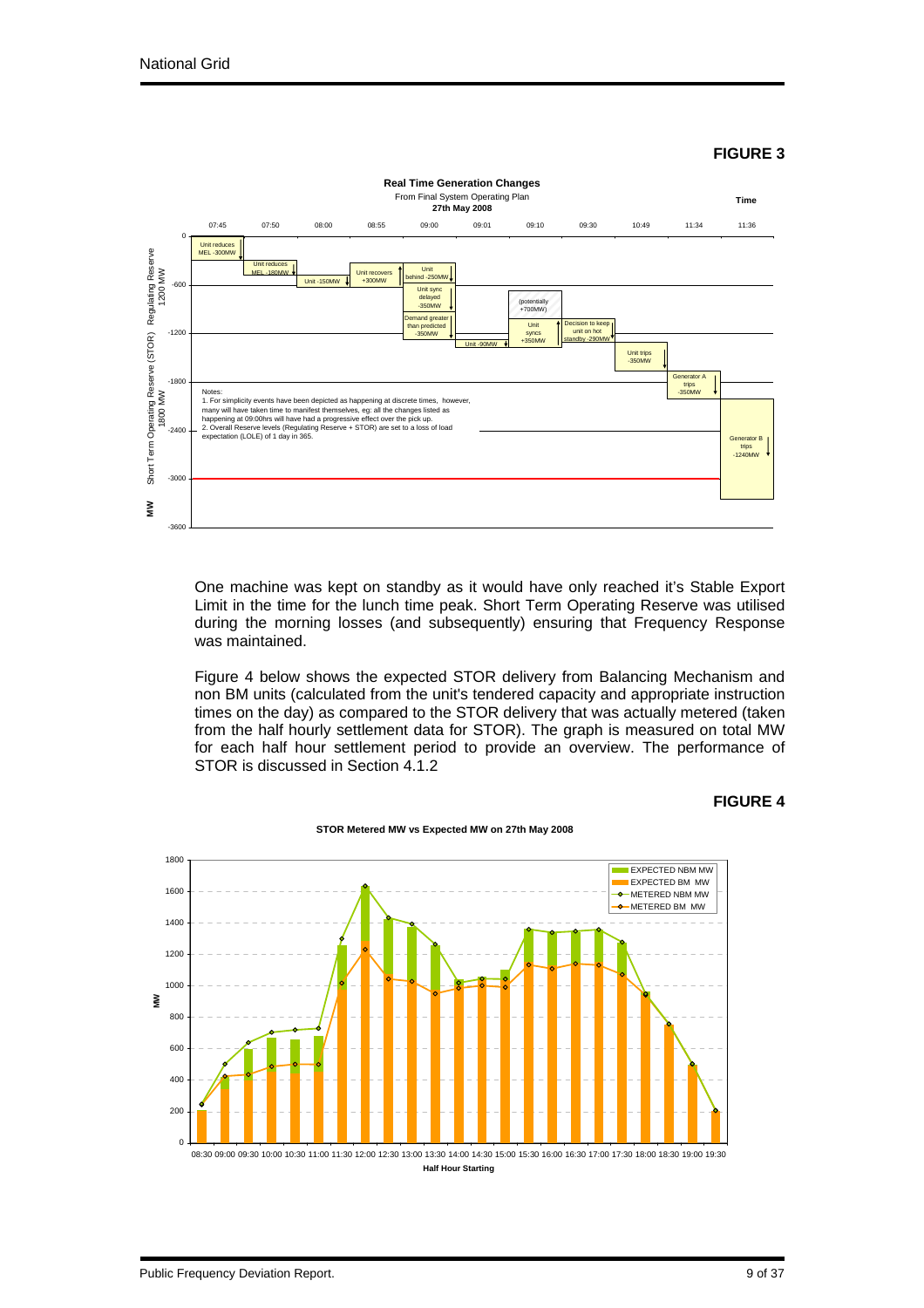**FIGURE 3**

**Real Time Generation Changes**
From Final System Operating Plan
**27th May 2008**

Notes:
1. For simplicity events have been depicted as happening at discrete times, however, many will have taken time to manifest themselves, eg: all the changes listed as happening at 09:00hrs will have had a progressive effect over the pick up.
2. Overall Reserve levels (Regulating Reserve + STOR) are set to a loss of load expectation (LOLE) of 1 day in 365.

One machine was kept on standby as it would have only reached it's Stable Export Limit in the time for the lunch time peak. Short Term Operating Reserve was utilised during the morning losses (and subsequently) ensuring that Frequency Response was maintained.

Figure 4 below shows the expected STOR delivery from Balancing Mechanism and non BM units (calculated from the unit's tendered capacity and appropriate instruction times on the day) as compared to the STOR delivery that was actually metered (taken from the half hourly settlement data for STOR). The graph is measured on total MW for each half hour settlement period to provide an overview. The performance of STOR is discussed in Section 4.1.2

**FIGURE 4**

**STOR Metered MW vs Expected MW on 27th May 2008**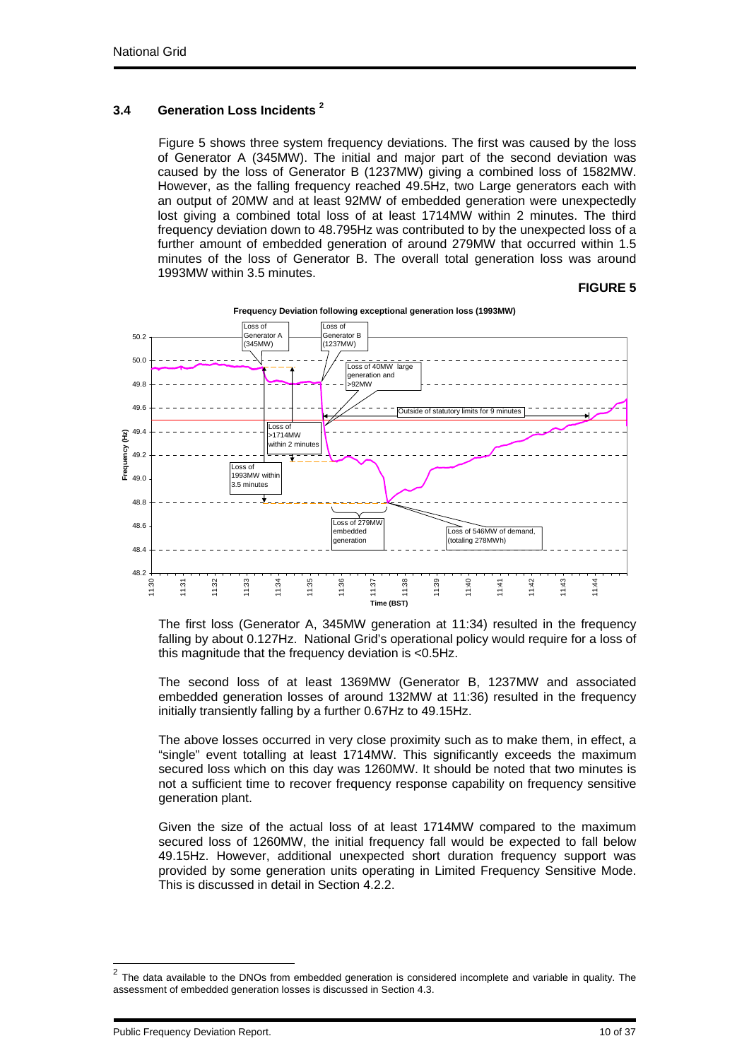### 3.4 Generation Loss Incidents [2]

Figure 5 shows three system frequency deviations. The first was caused by the loss of Generator A (345MW). The initial and major part of the second deviation was caused by the loss of Generator B (1237MW) giving a combined loss of 1582MW. However, as the falling frequency reached 49.5Hz, two Large generators each with an output of 20MW and at least 92MW of embedded generation were unexpectedly lost giving a combined total loss of at least 1714MW within 2 minutes. The third frequency deviation down to 48.795Hz was contributed to by the unexpected loss of a further amount of embedded generation of around 279MW that occurred within 1.5 minutes of the loss of Generator B. The overall total generation loss was around 1993MW within 3.5 minutes.

**FIGURE 5**

**Frequency Deviation following exceptional generation loss (1993MW)**

The first loss (Generator A, 345MW generation at 11:34) resulted in the frequency falling by about 0.127Hz. National Grid's operational policy would require for a loss of this magnitude that the frequency deviation is <0.5Hz.

The second loss of at least 1369MW (Generator B, 1237MW and associated embedded generation losses of around 132MW at 11:36) resulted in the frequency initially transiently falling by a further 0.67Hz to 49.15Hz.

The above losses occurred in very close proximity such as to make them, in effect, a "single" event totalling at least 1714MW. This significantly exceeds the maximum secured loss which on this day was 1260MW. It should be noted that two minutes is not a sufficient time to recover frequency response capability on frequency sensitive generation plant.

Given the size of the actual loss of at least 1714MW compared to the maximum secured loss of 1260MW, the initial frequency fall would be expected to fall below 49.15Hz. However, additional unexpected short duration frequency support was provided by some generation units operating in Limited Frequency Sensitive Mode. This is discussed in detail in Section 4.2.2.

[2] The data available to the DNOs from embedded generation is considered incomplete and variable in quality. The assessment of embedded generation losses is discussed in Section 4.3.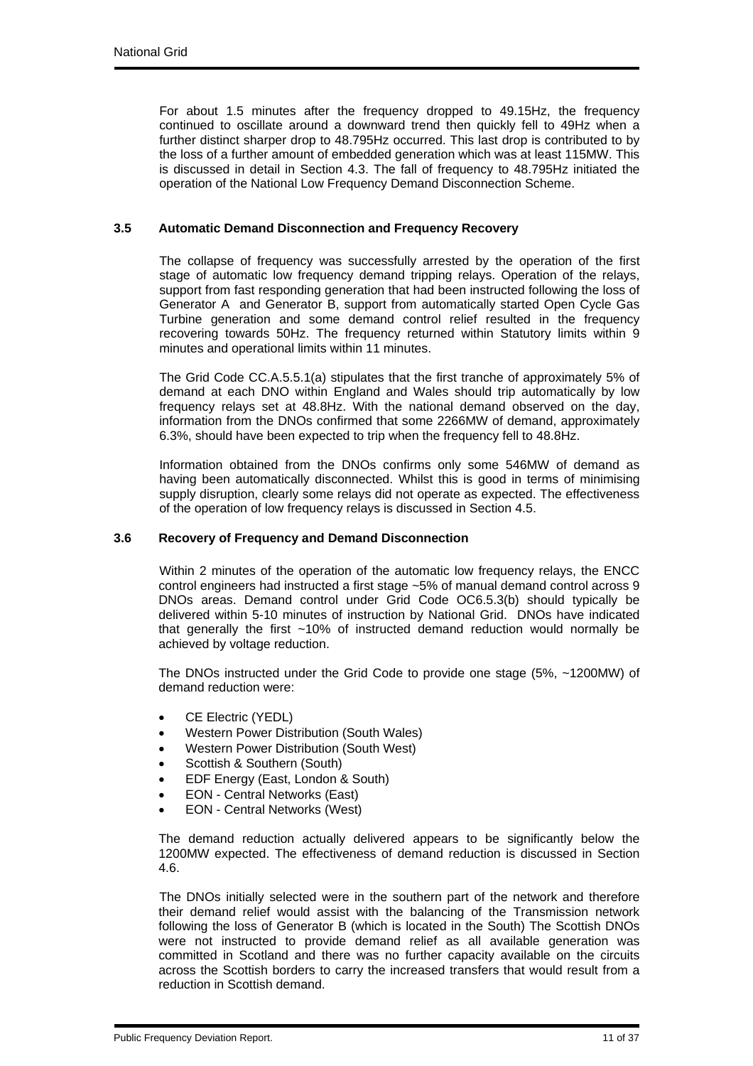For about 1.5 minutes after the frequency dropped to 49.15Hz, the frequency continued to oscillate around a downward trend then quickly fell to 49Hz when a further distinct sharper drop to 48.795Hz occurred. This last drop is contributed to by the loss of a further amount of embedded generation which was at least 115MW. This is discussed in detail in Section 4.3. The fall of frequency to 48.795Hz initiated the operation of the National Low Frequency Demand Disconnection Scheme.

### 3.5 Automatic Demand Disconnection and Frequency Recovery

The collapse of frequency was successfully arrested by the operation of the first stage of automatic low frequency demand tripping relays. Operation of the relays, support from fast responding generation that had been instructed following the loss of Generator A and Generator B, support from automatically started Open Cycle Gas Turbine generation and some demand control relief resulted in the frequency recovering towards 50Hz. The frequency returned within Statutory limits within 9 minutes and operational limits within 11 minutes.

The Grid Code CC.A.5.5.1(a) stipulates that the first tranche of approximately 5% of demand at each DNO within England and Wales should trip automatically by low frequency relays set at 48.8Hz. With the national demand observed on the day, information from the DNOs confirmed that some 2266MW of demand, approximately 6.3%, should have been expected to trip when the frequency fell to 48.8Hz.

Information obtained from the DNOs confirms only some 546MW of demand as having been automatically disconnected. Whilst this is good in terms of minimising supply disruption, clearly some relays did not operate as expected. The effectiveness of the operation of low frequency relays is discussed in Section 4.5.

### 3.6 Recovery of Frequency and Demand Disconnection

Within 2 minutes of the operation of the automatic low frequency relays, the ENCC control engineers had instructed a first stage ~5% of manual demand control across 9 DNOs areas. Demand control under Grid Code OC6.5.3(b) should typically be delivered within 5-10 minutes of instruction by National Grid. DNOs have indicated that generally the first ~10% of instructed demand reduction would normally be achieved by voltage reduction.

The DNOs instructed under the Grid Code to provide one stage (5%, ~1200MW) of demand reduction were:

- CE Electric (YEDL)
- Western Power Distribution (South Wales)
- Western Power Distribution (South West)
- Scottish & Southern (South)
- EDF Energy (East, London & South)
- EON - Central Networks (East)
- EON - Central Networks (West)

The demand reduction actually delivered appears to be significantly below the 1200MW expected. The effectiveness of demand reduction is discussed in Section 4.6.

The DNOs initially selected were in the southern part of the network and therefore their demand relief would assist with the balancing of the Transmission network following the loss of Generator B (which is located in the South) The Scottish DNOs were not instructed to provide demand relief as all available generation was committed in Scotland and there was no further capacity available on the circuits across the Scottish borders to carry the increased transfers that would result from a reduction in Scottish demand.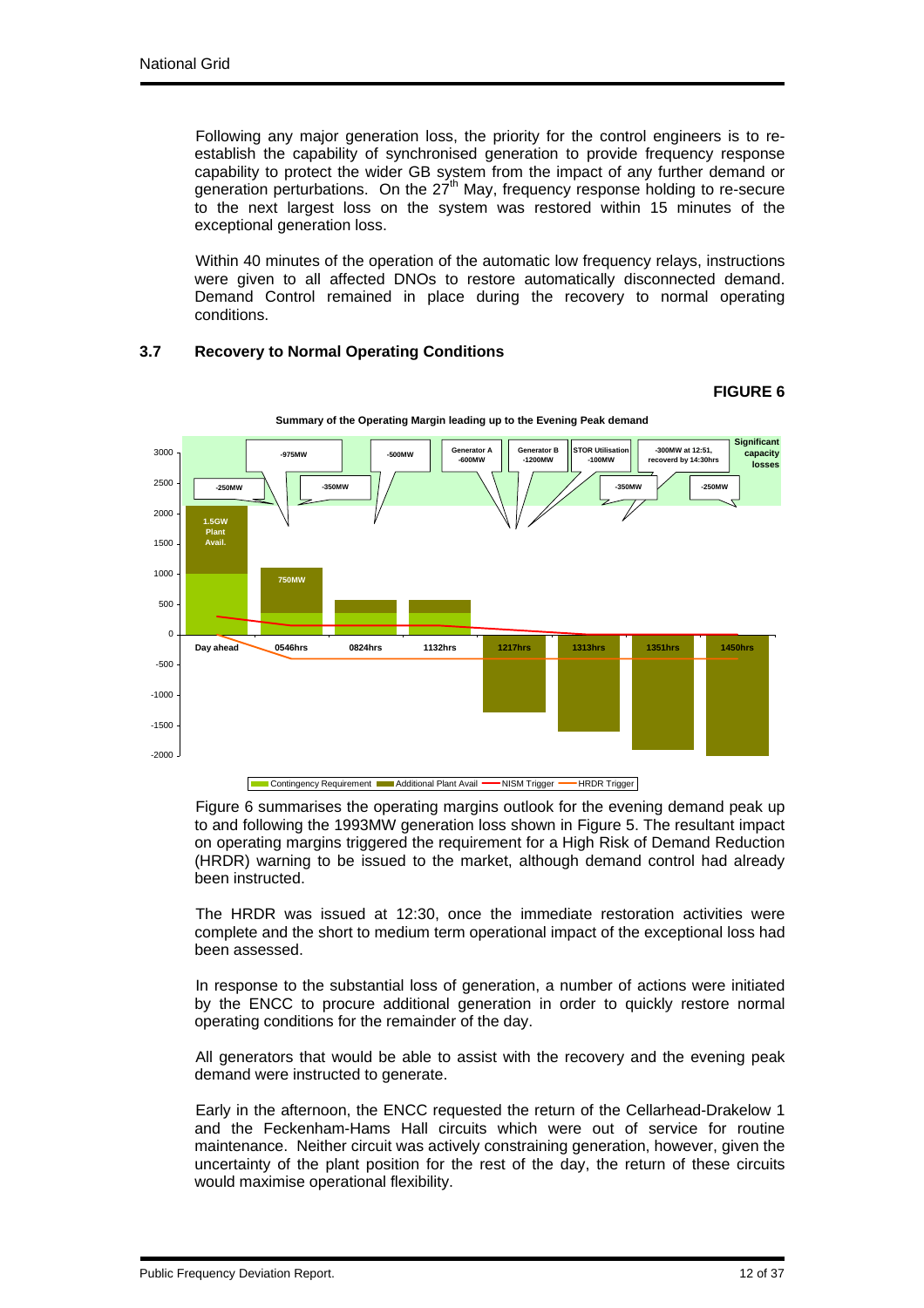Following any major generation loss, the priority for the control engineers is to re-establish the capability of synchronised generation to provide frequency response capability to protect the wider GB system from the impact of any further demand or generation perturbations. On the 27th May, frequency response holding to re-secure to the next largest loss on the system was restored within 15 minutes of the exceptional generation loss.

Within 40 minutes of the operation of the automatic low frequency relays, instructions were given to all affected DNOs to restore automatically disconnected demand. Demand Control remained in place during the recovery to normal operating conditions.

### 3.7 Recovery to Normal Operating Conditions

**FIGURE 6**

**Summary of the Operating Margin leading up to the Evening Peak demand**

Figure 6 summarises the operating margins outlook for the evening demand peak up to and following the 1993MW generation loss shown in Figure 5. The resultant impact on operating margins triggered the requirement for a High Risk of Demand Reduction (HRDR) warning to be issued to the market, although demand control had already been instructed.

The HRDR was issued at 12:30, once the immediate restoration activities were complete and the short to medium term operational impact of the exceptional loss had been assessed.

In response to the substantial loss of generation, a number of actions were initiated by the ENCC to procure additional generation in order to quickly restore normal operating conditions for the remainder of the day.

All generators that would be able to assist with the recovery and the evening peak demand were instructed to generate.

Early in the afternoon, the ENCC requested the return of the Cellarhead-Drakelow 1 and the Feckenham-Hams Hall circuits which were out of service for routine maintenance. Neither circuit was actively constraining generation, however, given the uncertainty of the plant position for the rest of the day, the return of these circuits would maximise operational flexibility.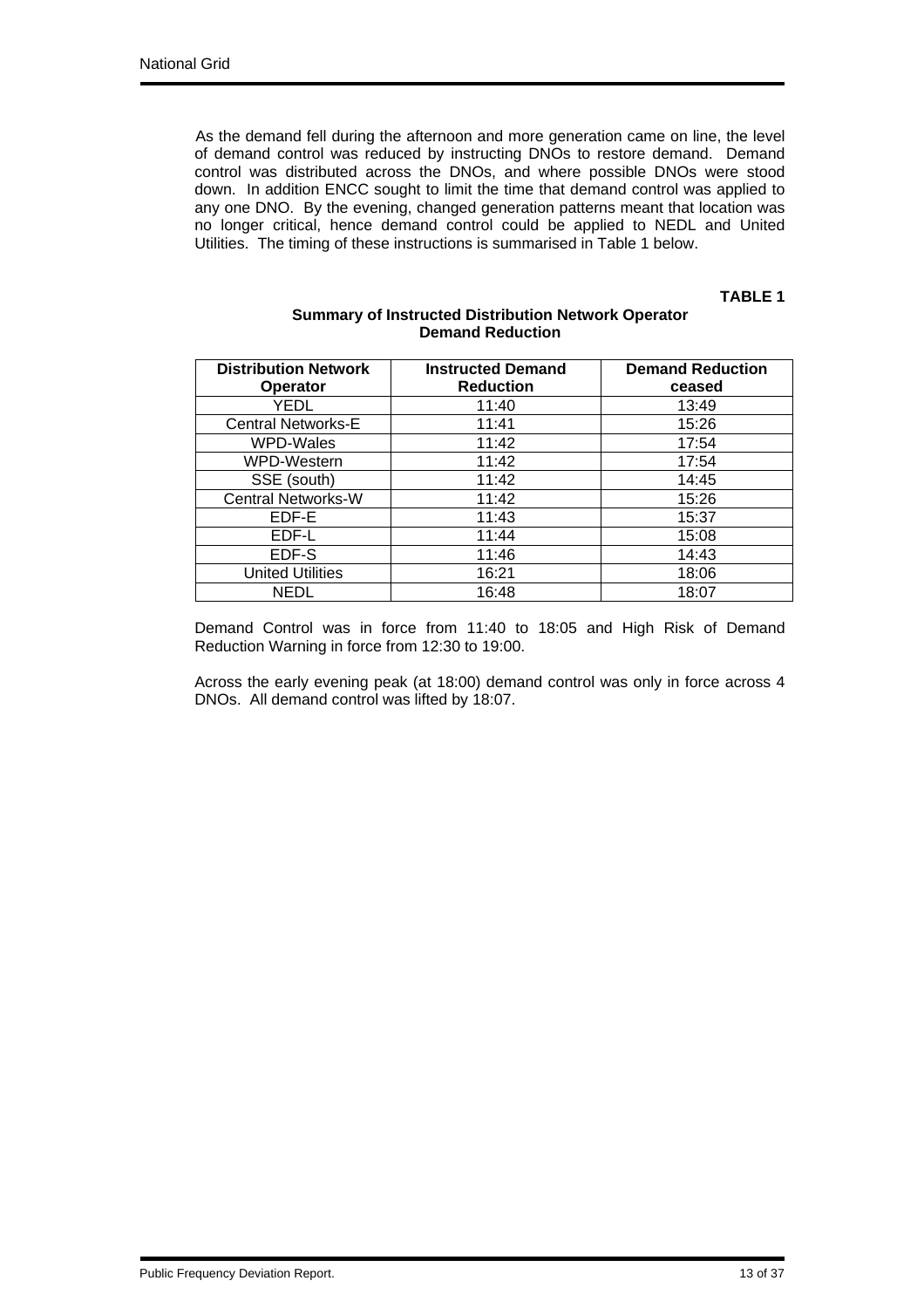As the demand fell during the afternoon and more generation came on line, the level of demand control was reduced by instructing DNOs to restore demand. Demand control was distributed across the DNOs, and where possible DNOs were stood down. In addition ENCC sought to limit the time that demand control was applied to any one DNO. By the evening, changed generation patterns meant that location was no longer critical, hence demand control could be applied to NEDL and United Utilities. The timing of these instructions is summarised in Table 1 below.

**TABLE 1**

**Summary of Instructed Distribution Network Operator Demand Reduction**

| Distribution Network Operator | Instructed Demand Reduction | Demand Reduction ceased |
|---|---|---|
| YEDL | 11:40 | 13:49 |
| Central Networks-E | 11:41 | 15:26 |
| WPD-Wales | 11:42 | 17:54 |
| WPD-Western | 11:42 | 17:54 |
| SSE (south) | 11:42 | 14:45 |
| Central Networks-W | 11:42 | 15:26 |
| EDF-E | 11:43 | 15:37 |
| EDF-L | 11:44 | 15:08 |
| EDF-S | 11:46 | 14:43 |
| United Utilities | 16:21 | 18:06 |
| NEDL | 16:48 | 18:07 |

Demand Control was in force from 11:40 to 18:05 and High Risk of Demand Reduction Warning in force from 12:30 to 19:00.

Across the early evening peak (at 18:00) demand control was only in force across 4 DNOs. All demand control was lifted by 18:07.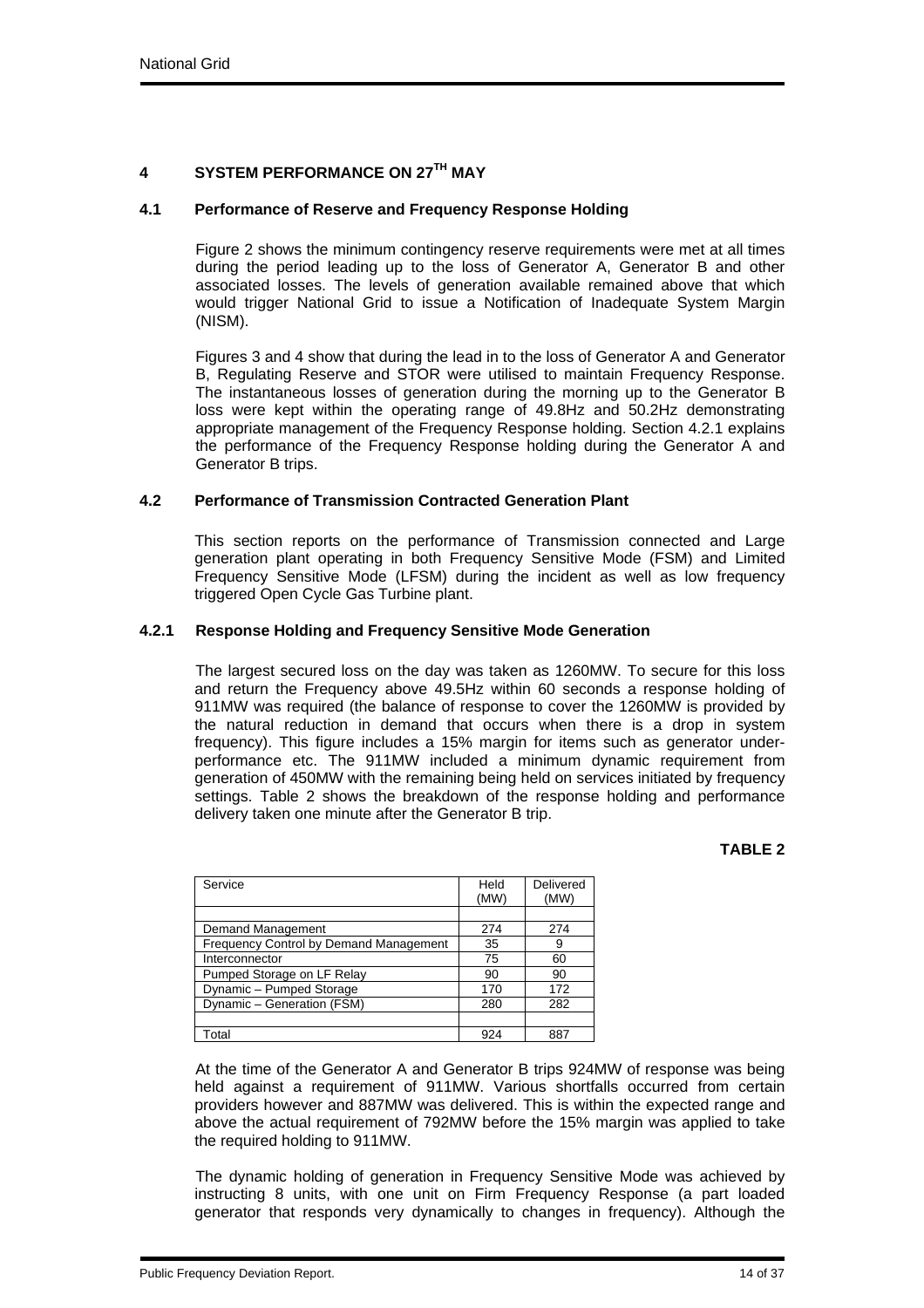## 4 SYSTEM PERFORMANCE ON 27TH MAY

### 4.1 Performance of Reserve and Frequency Response Holding

Figure 2 shows the minimum contingency reserve requirements were met at all times during the period leading up to the loss of Generator A, Generator B and other associated losses. The levels of generation available remained above that which would trigger National Grid to issue a Notification of Inadequate System Margin (NISM).

Figures 3 and 4 show that during the lead in to the loss of Generator A and Generator B, Regulating Reserve and STOR were utilised to maintain Frequency Response. The instantaneous losses of generation during the morning up to the Generator B loss were kept within the operating range of 49.8Hz and 50.2Hz demonstrating appropriate management of the Frequency Response holding. Section 4.2.1 explains the performance of the Frequency Response holding during the Generator A and Generator B trips.

### 4.2 Performance of Transmission Contracted Generation Plant

This section reports on the performance of Transmission connected and Large generation plant operating in both Frequency Sensitive Mode (FSM) and Limited Frequency Sensitive Mode (LFSM) during the incident as well as low frequency triggered Open Cycle Gas Turbine plant.

#### 4.2.1 Response Holding and Frequency Sensitive Mode Generation

The largest secured loss on the day was taken as 1260MW. To secure for this loss and return the Frequency above 49.5Hz within 60 seconds a response holding of 911MW was required (the balance of response to cover the 1260MW is provided by the natural reduction in demand that occurs when there is a drop in system frequency). This figure includes a 15% margin for items such as generator under-performance etc. The 911MW included a minimum dynamic requirement from generation of 450MW with the remaining being held on services initiated by frequency settings. Table 2 shows the breakdown of the response holding and performance delivery taken one minute after the Generator B trip.

**TABLE 2**

| Service | Held (MW) | Delivered (MW) |
|---|---|---|
| | | |
| Demand Management | 274 | 274 |
| Frequency Control by Demand Management | 35 | 9 |
| Interconnector | 75 | 60 |
| Pumped Storage on LF Relay | 90 | 90 |
| Dynamic – Pumped Storage | 170 | 172 |
| Dynamic – Generation (FSM) | 280 | 282 |
| | | |
| Total | 924 | 887 |

At the time of the Generator A and Generator B trips 924MW of response was being held against a requirement of 911MW. Various shortfalls occurred from certain providers however and 887MW was delivered. This is within the expected range and above the actual requirement of 792MW before the 15% margin was applied to take the required holding to 911MW.

The dynamic holding of generation in Frequency Sensitive Mode was achieved by instructing 8 units, with one unit on Firm Frequency Response (a part loaded generator that responds very dynamically to changes in frequency). Although the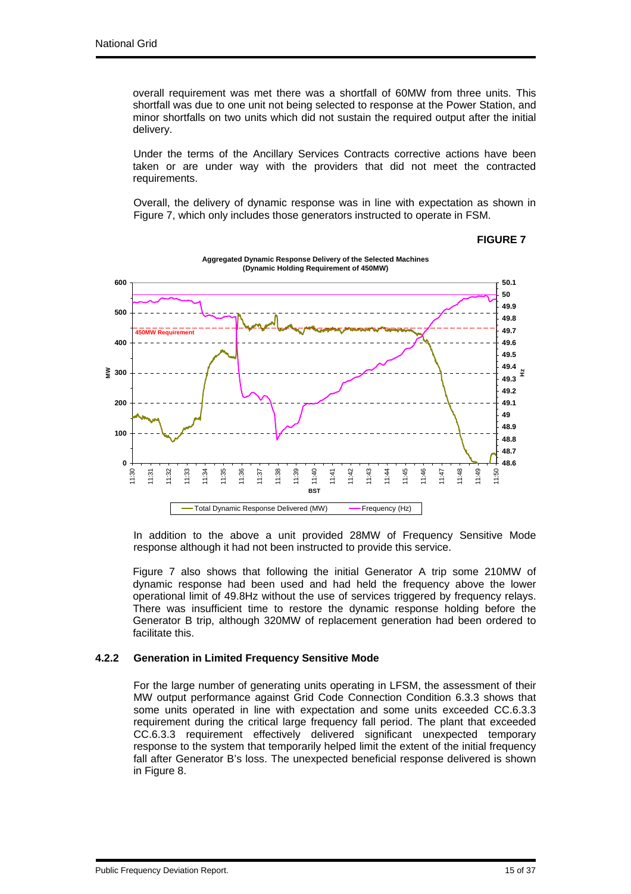overall requirement was met there was a shortfall of 60MW from three units. This shortfall was due to one unit not being selected to response at the Power Station, and minor shortfalls on two units which did not sustain the required output after the initial delivery.

Under the terms of the Ancillary Services Contracts corrective actions have been taken or are under way with the providers that did not meet the contracted requirements.

Overall, the delivery of dynamic response was in line with expectation as shown in Figure 7, which only includes those generators instructed to operate in FSM.

**FIGURE 7**

**Aggregated Dynamic Response Delivery of the Selected Machines (Dynamic Holding Requirement of 450MW)**

In addition to the above a unit provided 28MW of Frequency Sensitive Mode response although it had not been instructed to provide this service.

Figure 7 also shows that following the initial Generator A trip some 210MW of dynamic response had been used and had held the frequency above the lower operational limit of 49.8Hz without the use of services triggered by frequency relays. There was insufficient time to restore the dynamic response holding before the Generator B trip, although 320MW of replacement generation had been ordered to facilitate this.

### 4.2.2 Generation in Limited Frequency Sensitive Mode

For the large number of generating units operating in LFSM, the assessment of their MW output performance against Grid Code Connection Condition 6.3.3 shows that some units operated in line with expectation and some units exceeded CC.6.3.3 requirement during the critical large frequency fall period. The plant that exceeded CC.6.3.3 requirement effectively delivered significant unexpected temporary response to the system that temporarily helped limit the extent of the initial frequency fall after Generator B's loss. The unexpected beneficial response delivered is shown in Figure 8.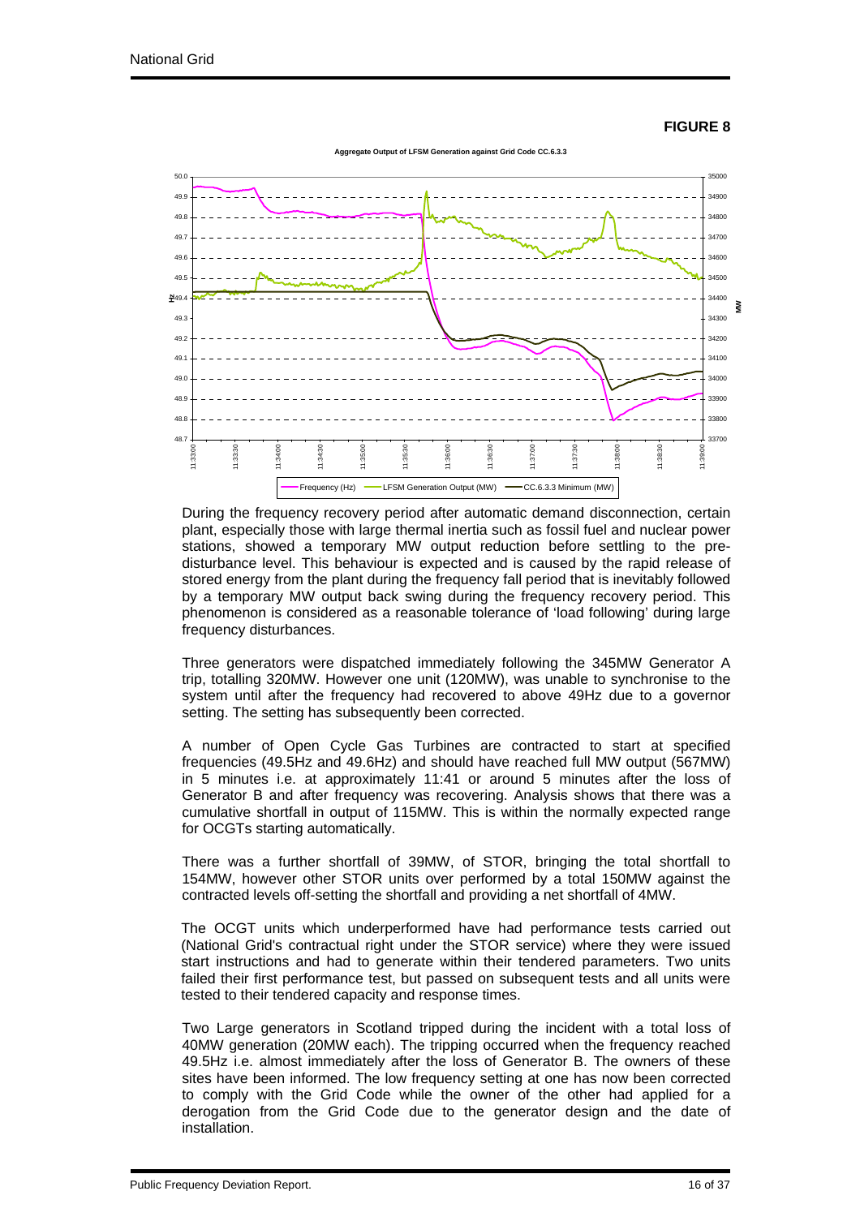**FIGURE 8**

Aggregate Output of LFSM Generation against Grid Code CC.6.3.3

During the frequency recovery period after automatic demand disconnection, certain plant, especially those with large thermal inertia such as fossil fuel and nuclear power stations, showed a temporary MW output reduction before settling to the pre-disturbance level. This behaviour is expected and is caused by the rapid release of stored energy from the plant during the frequency fall period that is inevitably followed by a temporary MW output back swing during the frequency recovery period. This phenomenon is considered as a reasonable tolerance of 'load following' during large frequency disturbances.

Three generators were dispatched immediately following the 345MW Generator A trip, totalling 320MW. However one unit (120MW), was unable to synchronise to the system until after the frequency had recovered to above 49Hz due to a governor setting. The setting has subsequently been corrected.

A number of Open Cycle Gas Turbines are contracted to start at specified frequencies (49.5Hz and 49.6Hz) and should have reached full MW output (567MW) in 5 minutes i.e. at approximately 11:41 or around 5 minutes after the loss of Generator B and after frequency was recovering. Analysis shows that there was a cumulative shortfall in output of 115MW. This is within the normally expected range for OCGTs starting automatically.

There was a further shortfall of 39MW, of STOR, bringing the total shortfall to 154MW, however other STOR units over performed by a total 150MW against the contracted levels off-setting the shortfall and providing a net shortfall of 4MW.

The OCGT units which underperformed have had performance tests carried out (National Grid's contractual right under the STOR service) where they were issued start instructions and had to generate within their tendered parameters. Two units failed their first performance test, but passed on subsequent tests and all units were tested to their tendered capacity and response times.

Two Large generators in Scotland tripped during the incident with a total loss of 40MW generation (20MW each). The tripping occurred when the frequency reached 49.5Hz i.e. almost immediately after the loss of Generator B. The owners of these sites have been informed. The low frequency setting at one has now been corrected to comply with the Grid Code while the owner of the other had applied for a derogation from the Grid Code due to the generator design and the date of installation.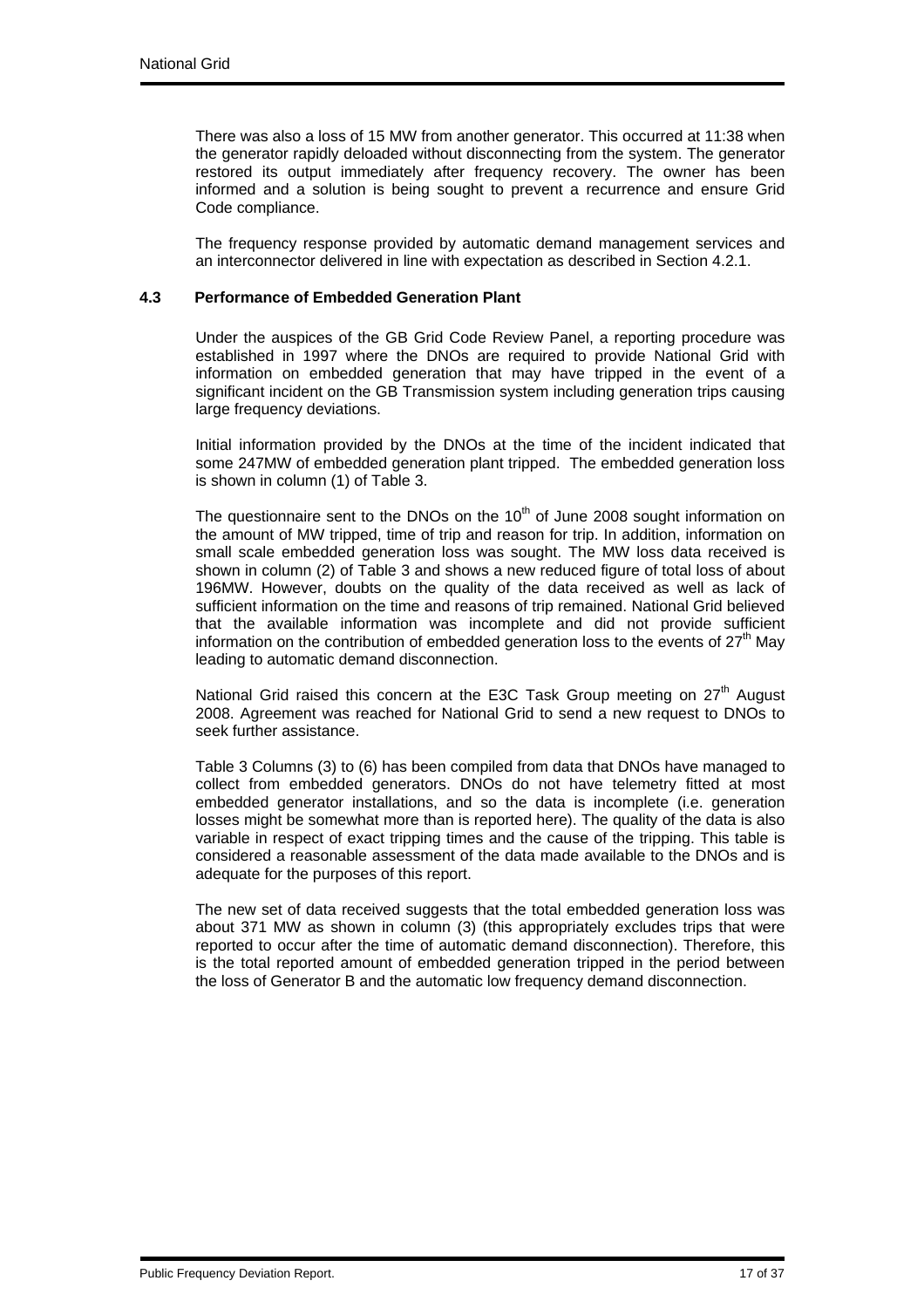There was also a loss of 15 MW from another generator. This occurred at 11:38 when the generator rapidly deloaded without disconnecting from the system. The generator restored its output immediately after frequency recovery. The owner has been informed and a solution is being sought to prevent a recurrence and ensure Grid Code compliance.

The frequency response provided by automatic demand management services and an interconnector delivered in line with expectation as described in Section 4.2.1.

### 4.3 Performance of Embedded Generation Plant

Under the auspices of the GB Grid Code Review Panel, a reporting procedure was established in 1997 where the DNOs are required to provide National Grid with information on embedded generation that may have tripped in the event of a significant incident on the GB Transmission system including generation trips causing large frequency deviations.

Initial information provided by the DNOs at the time of the incident indicated that some 247MW of embedded generation plant tripped. The embedded generation loss is shown in column (1) of Table 3.

The questionnaire sent to the DNOs on the 10th of June 2008 sought information on the amount of MW tripped, time of trip and reason for trip. In addition, information on small scale embedded generation loss was sought. The MW loss data received is shown in column (2) of Table 3 and shows a new reduced figure of total loss of about 196MW. However, doubts on the quality of the data received as well as lack of sufficient information on the time and reasons of trip remained. National Grid believed that the available information was incomplete and did not provide sufficient information on the contribution of embedded generation loss to the events of 27th May leading to automatic demand disconnection.

National Grid raised this concern at the E3C Task Group meeting on 27th August 2008. Agreement was reached for National Grid to send a new request to DNOs to seek further assistance.

Table 3 Columns (3) to (6) has been compiled from data that DNOs have managed to collect from embedded generators. DNOs do not have telemetry fitted at most embedded generator installations, and so the data is incomplete (i.e. generation losses might be somewhat more than is reported here). The quality of the data is also variable in respect of exact tripping times and the cause of the tripping. This table is considered a reasonable assessment of the data made available to the DNOs and is adequate for the purposes of this report.

The new set of data received suggests that the total embedded generation loss was about 371 MW as shown in column (3) (this appropriately excludes trips that were reported to occur after the time of automatic demand disconnection). Therefore, this is the total reported amount of embedded generation tripped in the period between the loss of Generator B and the automatic low frequency demand disconnection.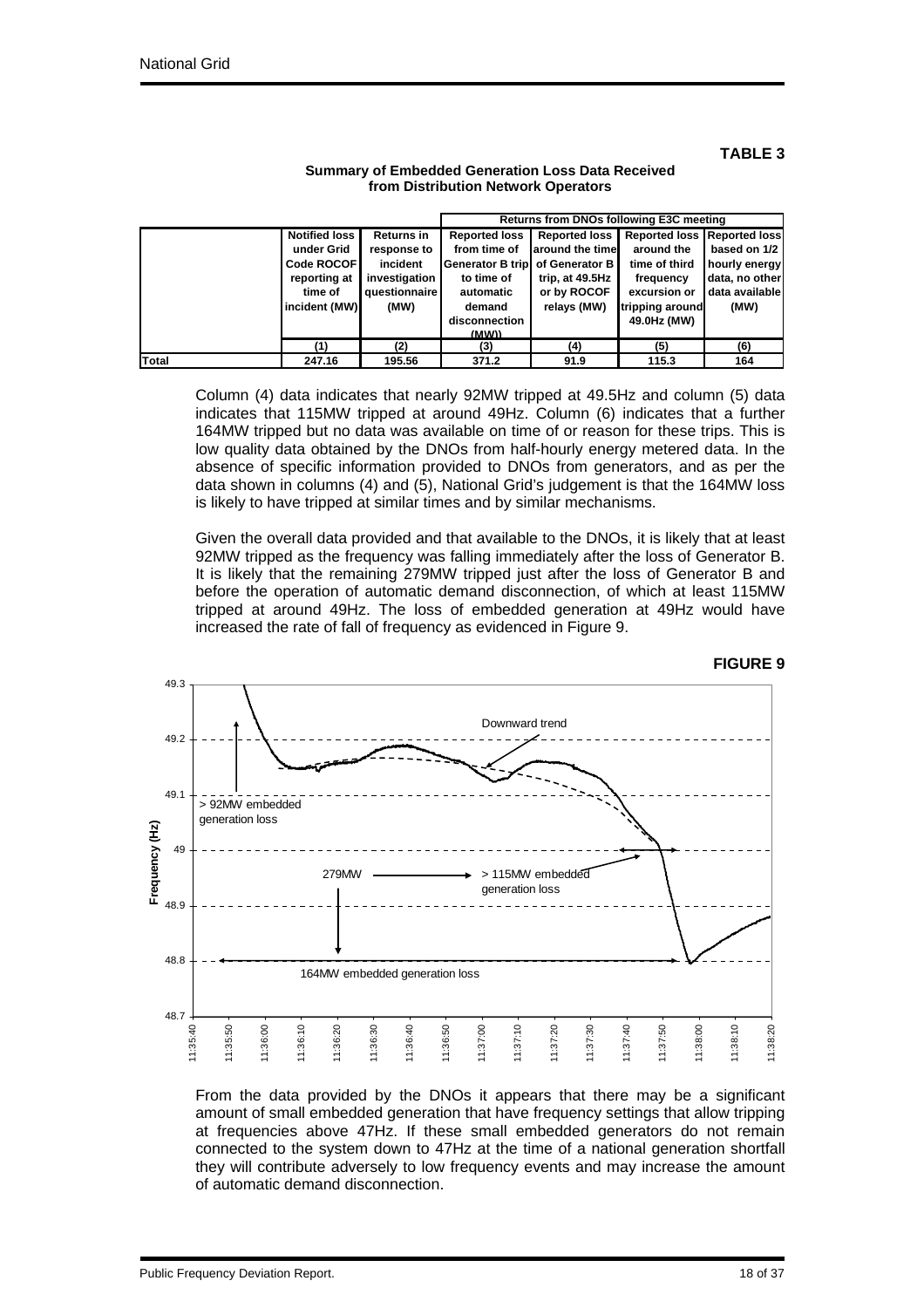**TABLE 3**

**Summary of Embedded Generation Loss Data Received from Distribution Network Operators**

| | | | Returns from DNOs following E3C meeting | | | |
|---|---|---|---|---|---|---|
| | Notified loss under Grid Code ROCOF reporting at time of incident (MW) | Returns in response to incident investigation questionnaire (MW) | Reported loss from time of Generator B trip to time of automatic demand disconnection (MW)) | Reported loss around the time of Generator B trip, at 49.5Hz or by ROCOF relays (MW) | Reported loss around the time of third frequency excursion or tripping around 49.0Hz (MW) | Reported loss based on 1/2 hourly energy data, no other data available (MW) |
| | (1) | (2) | (3) | (4) | (5) | (6) |
| **Total** | 247.16 | 195.56 | 371.2 | 91.9 | 115.3 | 164 |

Column (4) data indicates that nearly 92MW tripped at 49.5Hz and column (5) data indicates that 115MW tripped at around 49Hz. Column (6) indicates that a further 164MW tripped but no data was available on time of or reason for these trips. This is low quality data obtained by the DNOs from half-hourly energy metered data. In the absence of specific information provided to DNOs from generators, and as per the data shown in columns (4) and (5), National Grid's judgement is that the 164MW loss is likely to have tripped at similar times and by similar mechanisms.

Given the overall data provided and that available to the DNOs, it is likely that at least 92MW tripped as the frequency was falling immediately after the loss of Generator B. It is likely that the remaining 279MW tripped just after the loss of Generator B and before the operation of automatic demand disconnection, of which at least 115MW tripped at around 49Hz. The loss of embedded generation at 49Hz would have increased the rate of fall of frequency as evidenced in Figure 9.

**FIGURE 9**

From the data provided by the DNOs it appears that there may be a significant amount of small embedded generation that have frequency settings that allow tripping at frequencies above 47Hz. If these small embedded generators do not remain connected to the system down to 47Hz at the time of a national generation shortfall they will contribute adversely to low frequency events and may increase the amount of automatic demand disconnection.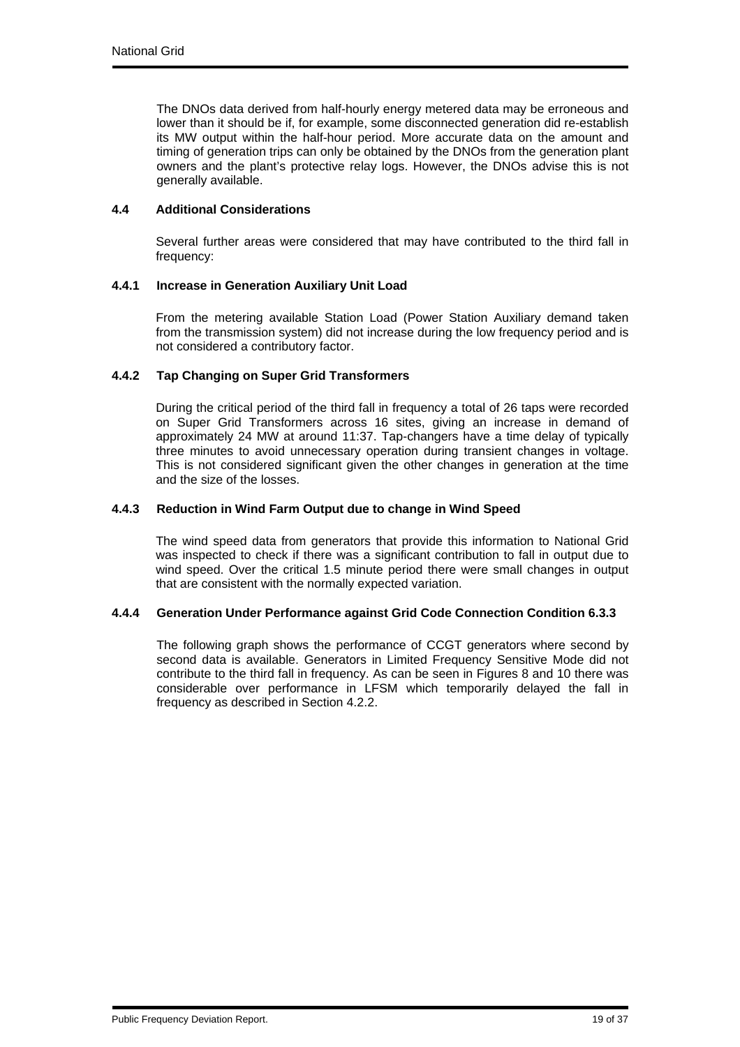The DNOs data derived from half-hourly energy metered data may be erroneous and lower than it should be if, for example, some disconnected generation did re-establish its MW output within the half-hour period. More accurate data on the amount and timing of generation trips can only be obtained by the DNOs from the generation plant owners and the plant's protective relay logs. However, the DNOs advise this is not generally available.

## 4.4 Additional Considerations

Several further areas were considered that may have contributed to the third fall in frequency:

### 4.4.1 Increase in Generation Auxiliary Unit Load

From the metering available Station Load (Power Station Auxiliary demand taken from the transmission system) did not increase during the low frequency period and is not considered a contributory factor.

### 4.4.2 Tap Changing on Super Grid Transformers

During the critical period of the third fall in frequency a total of 26 taps were recorded on Super Grid Transformers across 16 sites, giving an increase in demand of approximately 24 MW at around 11:37. Tap-changers have a time delay of typically three minutes to avoid unnecessary operation during transient changes in voltage. This is not considered significant given the other changes in generation at the time and the size of the losses.

### 4.4.3 Reduction in Wind Farm Output due to change in Wind Speed

The wind speed data from generators that provide this information to National Grid was inspected to check if there was a significant contribution to fall in output due to wind speed. Over the critical 1.5 minute period there were small changes in output that are consistent with the normally expected variation.

### 4.4.4 Generation Under Performance against Grid Code Connection Condition 6.3.3

The following graph shows the performance of CCGT generators where second by second data is available. Generators in Limited Frequency Sensitive Mode did not contribute to the third fall in frequency. As can be seen in Figures 8 and 10 there was considerable over performance in LFSM which temporarily delayed the fall in frequency as described in Section 4.2.2.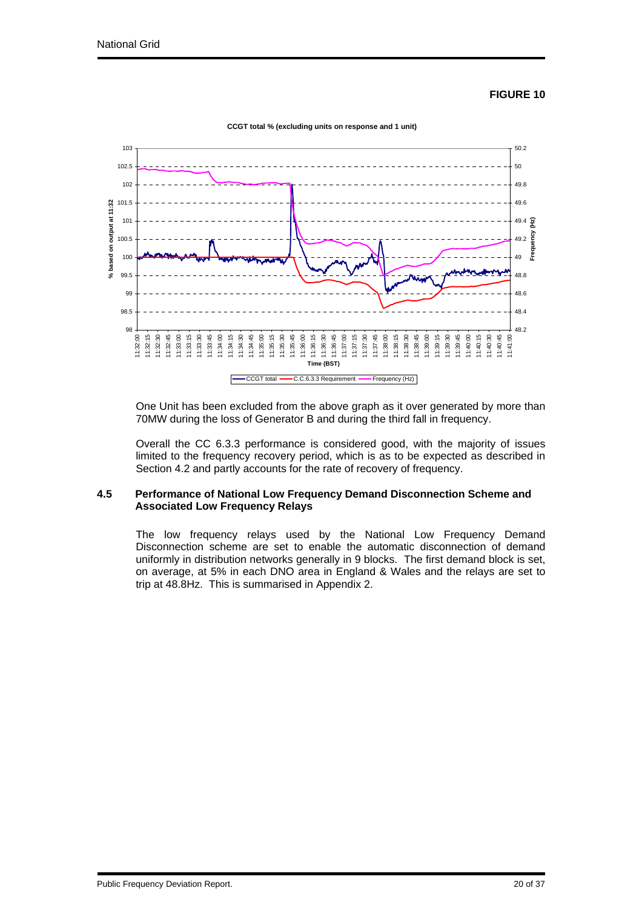**FIGURE 10**

**CCGT total % (excluding units on response and 1 unit)**

One Unit has been excluded from the above graph as it over generated by more than 70MW during the loss of Generator B and during the third fall in frequency.

Overall the CC 6.3.3 performance is considered good, with the majority of issues limited to the frequency recovery period, which is as to be expected as described in Section 4.2 and partly accounts for the rate of recovery of frequency.

## 4.5 Performance of National Low Frequency Demand Disconnection Scheme and Associated Low Frequency Relays

The low frequency relays used by the National Low Frequency Demand Disconnection scheme are set to enable the automatic disconnection of demand uniformly in distribution networks generally in 9 blocks. The first demand block is set, on average, at 5% in each DNO area in England & Wales and the relays are set to trip at 48.8Hz. This is summarised in Appendix 2.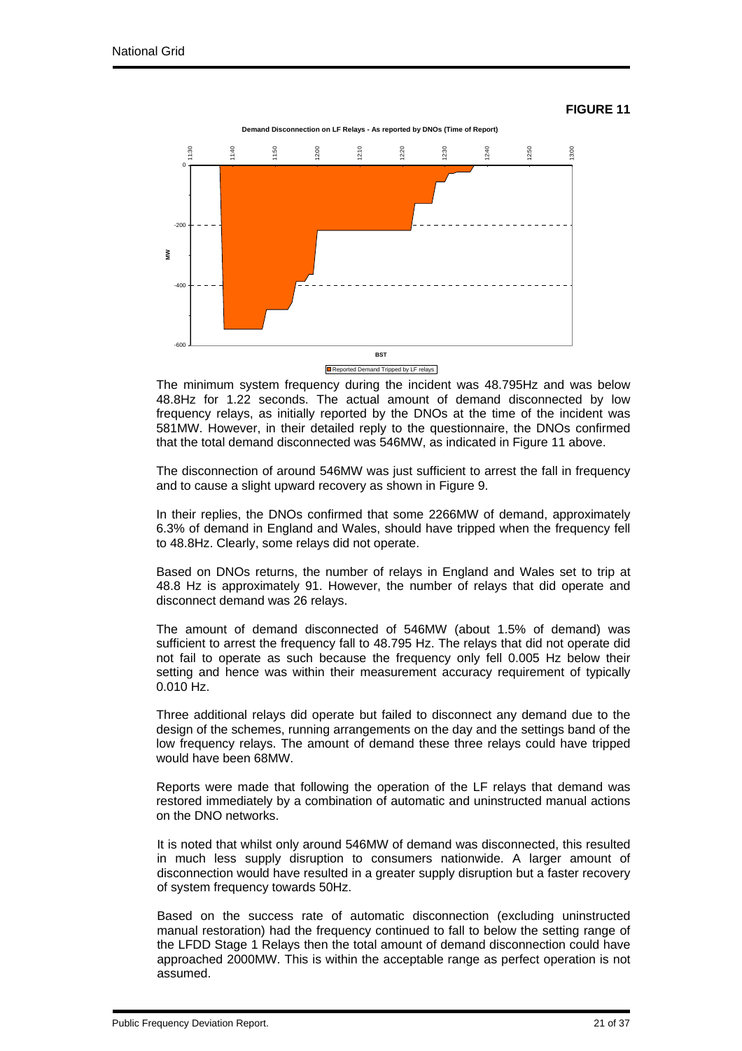**FIGURE 11**

**Demand Disconnection on LF Relays - As reported by DNOs (Time of Report)**

The minimum system frequency during the incident was 48.795Hz and was below 48.8Hz for 1.22 seconds. The actual amount of demand disconnected by low frequency relays, as initially reported by the DNOs at the time of the incident was 581MW. However, in their detailed reply to the questionnaire, the DNOs confirmed that the total demand disconnected was 546MW, as indicated in Figure 11 above.

The disconnection of around 546MW was just sufficient to arrest the fall in frequency and to cause a slight upward recovery as shown in Figure 9.

In their replies, the DNOs confirmed that some 2266MW of demand, approximately 6.3% of demand in England and Wales, should have tripped when the frequency fell to 48.8Hz. Clearly, some relays did not operate.

Based on DNOs returns, the number of relays in England and Wales set to trip at 48.8 Hz is approximately 91. However, the number of relays that did operate and disconnect demand was 26 relays.

The amount of demand disconnected of 546MW (about 1.5% of demand) was sufficient to arrest the frequency fall to 48.795 Hz. The relays that did not operate did not fail to operate as such because the frequency only fell 0.005 Hz below their setting and hence was within their measurement accuracy requirement of typically 0.010 Hz.

Three additional relays did operate but failed to disconnect any demand due to the design of the schemes, running arrangements on the day and the settings band of the low frequency relays. The amount of demand these three relays could have tripped would have been 68MW.

Reports were made that following the operation of the LF relays that demand was restored immediately by a combination of automatic and uninstructed manual actions on the DNO networks.

It is noted that whilst only around 546MW of demand was disconnected, this resulted in much less supply disruption to consumers nationwide. A larger amount of disconnection would have resulted in a greater supply disruption but a faster recovery of system frequency towards 50Hz.

Based on the success rate of automatic disconnection (excluding uninstructed manual restoration) had the frequency continued to fall to below the setting range of the LFDD Stage 1 Relays then the total amount of demand disconnection could have approached 2000MW. This is within the acceptable range as perfect operation is not assumed.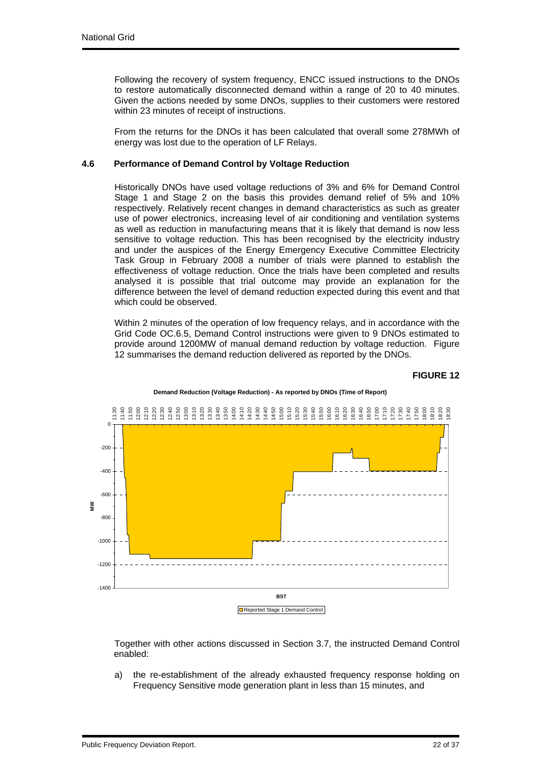Following the recovery of system frequency, ENCC issued instructions to the DNOs to restore automatically disconnected demand within a range of 20 to 40 minutes. Given the actions needed by some DNOs, supplies to their customers were restored within 23 minutes of receipt of instructions.

From the returns for the DNOs it has been calculated that overall some 278MWh of energy was lost due to the operation of LF Relays.

### 4.6 Performance of Demand Control by Voltage Reduction

Historically DNOs have used voltage reductions of 3% and 6% for Demand Control Stage 1 and Stage 2 on the basis this provides demand relief of 5% and 10% respectively. Relatively recent changes in demand characteristics as such as greater use of power electronics, increasing level of air conditioning and ventilation systems as well as reduction in manufacturing means that it is likely that demand is now less sensitive to voltage reduction. This has been recognised by the electricity industry and under the auspices of the Energy Emergency Executive Committee Electricity Task Group in February 2008 a number of trials were planned to establish the effectiveness of voltage reduction. Once the trials have been completed and results analysed it is possible that trial outcome may provide an explanation for the difference between the level of demand reduction expected during this event and that which could be observed.

Within 2 minutes of the operation of low frequency relays, and in accordance with the Grid Code OC.6.5, Demand Control instructions were given to 9 DNOs estimated to provide around 1200MW of manual demand reduction by voltage reduction. Figure 12 summarises the demand reduction delivered as reported by the DNOs.

**FIGURE 12**

Demand Reduction (Voltage Reduction) - As reported by DNOs (Time of Report)

Together with other actions discussed in Section 3.7, the instructed Demand Control enabled:

a) the re-establishment of the already exhausted frequency response holding on Frequency Sensitive mode generation plant in less than 15 minutes, and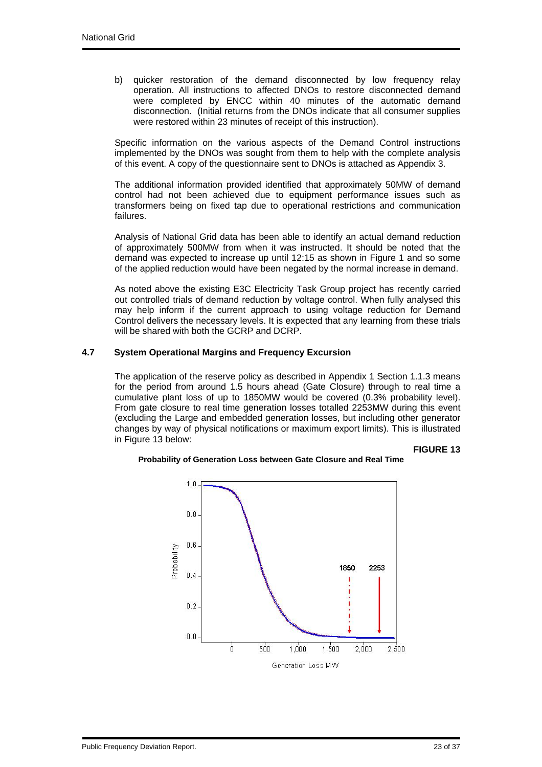b) quicker restoration of the demand disconnected by low frequency relay operation. All instructions to affected DNOs to restore disconnected demand were completed by ENCC within 40 minutes of the automatic demand disconnection. (Initial returns from the DNOs indicate that all consumer supplies were restored within 23 minutes of receipt of this instruction).

Specific information on the various aspects of the Demand Control instructions implemented by the DNOs was sought from them to help with the complete analysis of this event. A copy of the questionnaire sent to DNOs is attached as Appendix 3.

The additional information provided identified that approximately 50MW of demand control had not been achieved due to equipment performance issues such as transformers being on fixed tap due to operational restrictions and communication failures.

Analysis of National Grid data has been able to identify an actual demand reduction of approximately 500MW from when it was instructed. It should be noted that the demand was expected to increase up until 12:15 as shown in Figure 1 and so some of the applied reduction would have been negated by the normal increase in demand.

As noted above the existing E3C Electricity Task Group project has recently carried out controlled trials of demand reduction by voltage control. When fully analysed this may help inform if the current approach to using voltage reduction for Demand Control delivers the necessary levels. It is expected that any learning from these trials will be shared with both the GCRP and DCRP.

### 4.7 System Operational Margins and Frequency Excursion

The application of the reserve policy as described in Appendix 1 Section 1.1.3 means for the period from around 1.5 hours ahead (Gate Closure) through to real time a cumulative plant loss of up to 1850MW would be covered (0.3% probability level). From gate closure to real time generation losses totalled 2253MW during this event (excluding the Large and embedded generation losses, but including other generator changes by way of physical notifications or maximum export limits). This is illustrated in Figure 13 below:

**FIGURE 13**

**Probability of Generation Loss between Gate Closure and Real Time**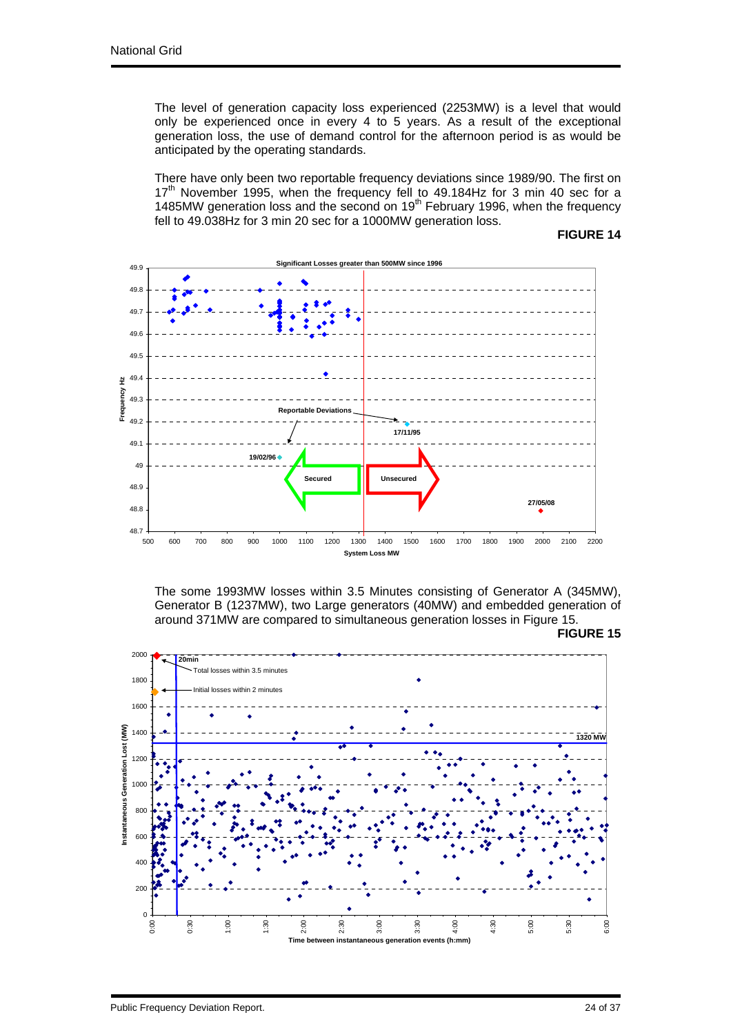The level of generation capacity loss experienced (2253MW) is a level that would only be experienced once in every 4 to 5 years. As a result of the exceptional generation loss, the use of demand control for the afternoon period is as would be anticipated by the operating standards.

There have only been two reportable frequency deviations since 1989/90. The first on 17[th] November 1995, when the frequency fell to 49.184Hz for 3 min 40 sec for a 1485MW generation loss and the second on 19[th] February 1996, when the frequency fell to 49.038Hz for 3 min 20 sec for a 1000MW generation loss.

**FIGURE 14**

The some 1993MW losses within 3.5 Minutes consisting of Generator A (345MW), Generator B (1237MW), two Large generators (40MW) and embedded generation of around 371MW are compared to simultaneous generation losses in Figure 15.

**FIGURE 15**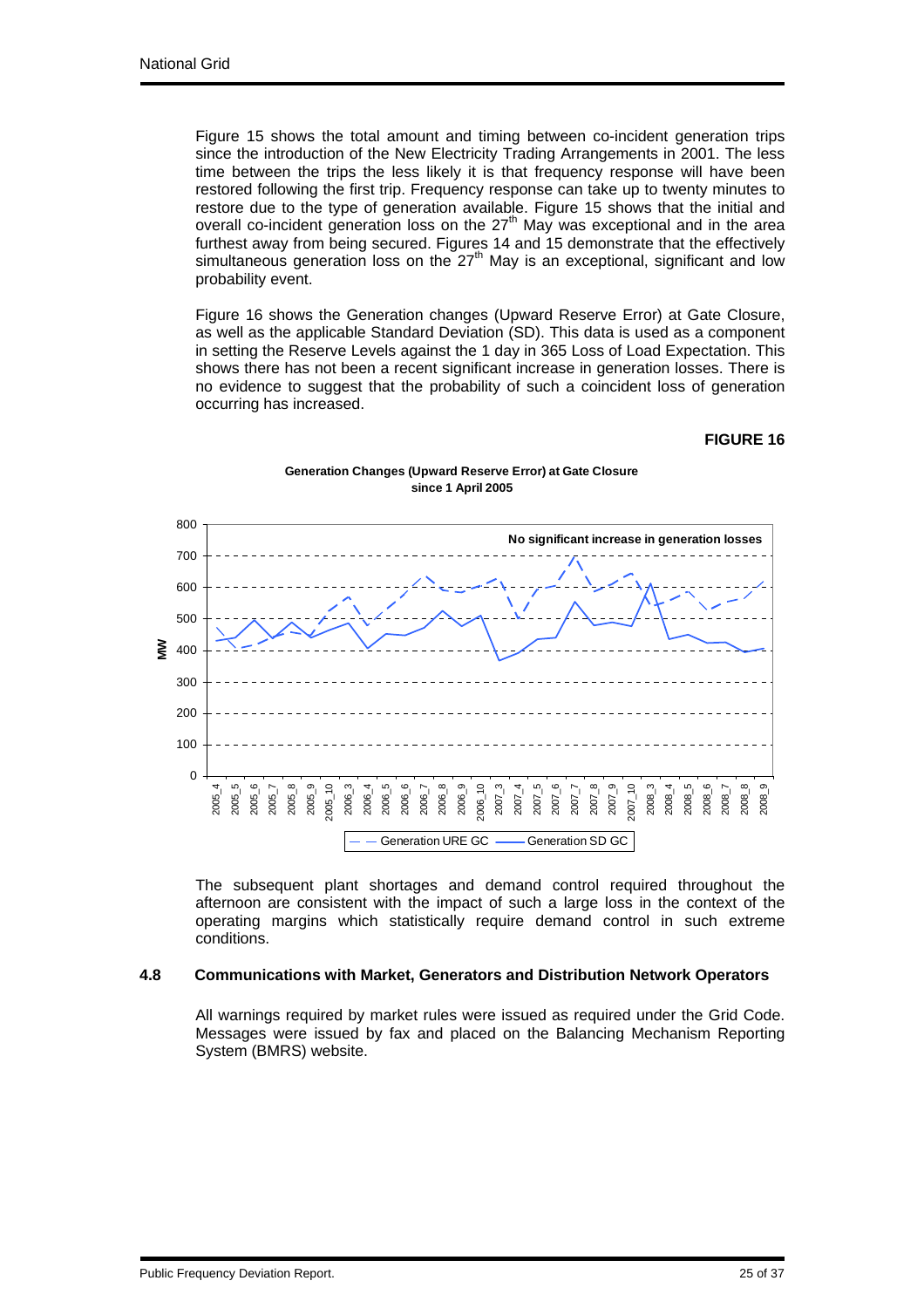Figure 15 shows the total amount and timing between co-incident generation trips since the introduction of the New Electricity Trading Arrangements in 2001. The less time between the trips the less likely it is that frequency response will have been restored following the first trip. Frequency response can take up to twenty minutes to restore due to the type of generation available. Figure 15 shows that the initial and overall co-incident generation loss on the 27th May was exceptional and in the area furthest away from being secured. Figures 14 and 15 demonstrate that the effectively simultaneous generation loss on the 27th May is an exceptional, significant and low probability event.

Figure 16 shows the Generation changes (Upward Reserve Error) at Gate Closure, as well as the applicable Standard Deviation (SD). This data is used as a component in setting the Reserve Levels against the 1 day in 365 Loss of Load Expectation. This shows there has not been a recent significant increase in generation losses. There is no evidence to suggest that the probability of such a coincident loss of generation occurring has increased.

**FIGURE 16**

**Generation Changes (Upward Reserve Error) at Gate Closure since 1 April 2005**

The subsequent plant shortages and demand control required throughout the afternoon are consistent with the impact of such a large loss in the context of the operating margins which statistically require demand control in such extreme conditions.

### 4.8 Communications with Market, Generators and Distribution Network Operators

All warnings required by market rules were issued as required under the Grid Code. Messages were issued by fax and placed on the Balancing Mechanism Reporting System (BMRS) website.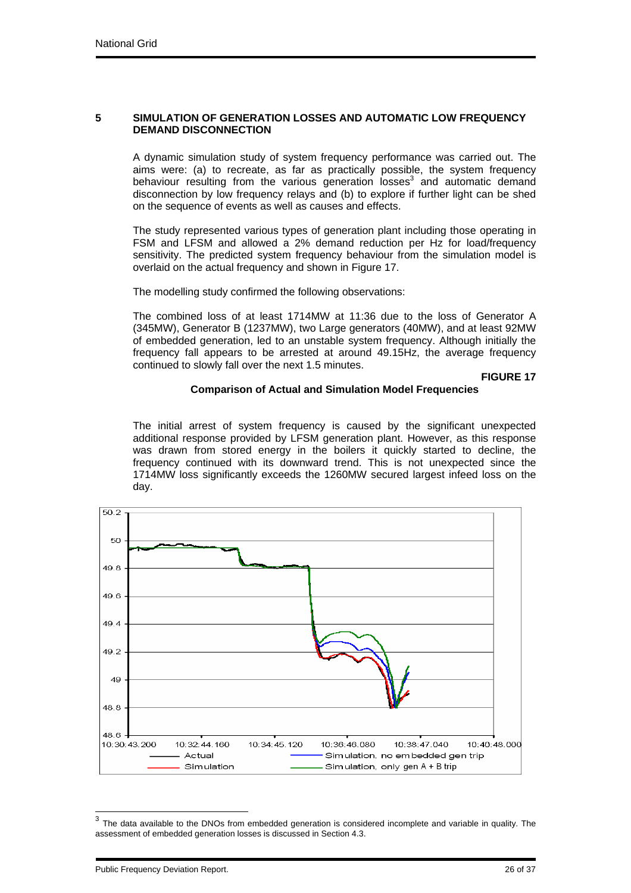## 5 SIMULATION OF GENERATION LOSSES AND AUTOMATIC LOW FREQUENCY DEMAND DISCONNECTION

A dynamic simulation study of system frequency performance was carried out. The aims were: (a) to recreate, as far as practically possible, the system frequency behaviour resulting from the various generation losses[3] and automatic demand disconnection by low frequency relays and (b) to explore if further light can be shed on the sequence of events as well as causes and effects.

The study represented various types of generation plant including those operating in FSM and LFSM and allowed a 2% demand reduction per Hz for load/frequency sensitivity. The predicted system frequency behaviour from the simulation model is overlaid on the actual frequency and shown in Figure 17.

The modelling study confirmed the following observations:

The combined loss of at least 1714MW at 11:36 due to the loss of Generator A (345MW), Generator B (1237MW), two Large generators (40MW), and at least 92MW of embedded generation, led to an unstable system frequency. Although initially the frequency fall appears to be arrested at around 49.15Hz, the average frequency continued to slowly fall over the next 1.5 minutes.

The initial arrest of system frequency is caused by the significant unexpected additional response provided by LFSM generation plant. However, as this response was drawn from stored energy in the boilers it quickly started to decline, the frequency continued with its downward trend. This is not unexpected since the 1714MW loss significantly exceeds the 1260MW secured largest infeed loss on the day.

**FIGURE 17**

**Comparison of Actual and Simulation Model Frequencies**

---

[3] The data available to the DNOs from embedded generation is considered incomplete and variable in quality. The assessment of embedded generation losses is discussed in Section 4.3.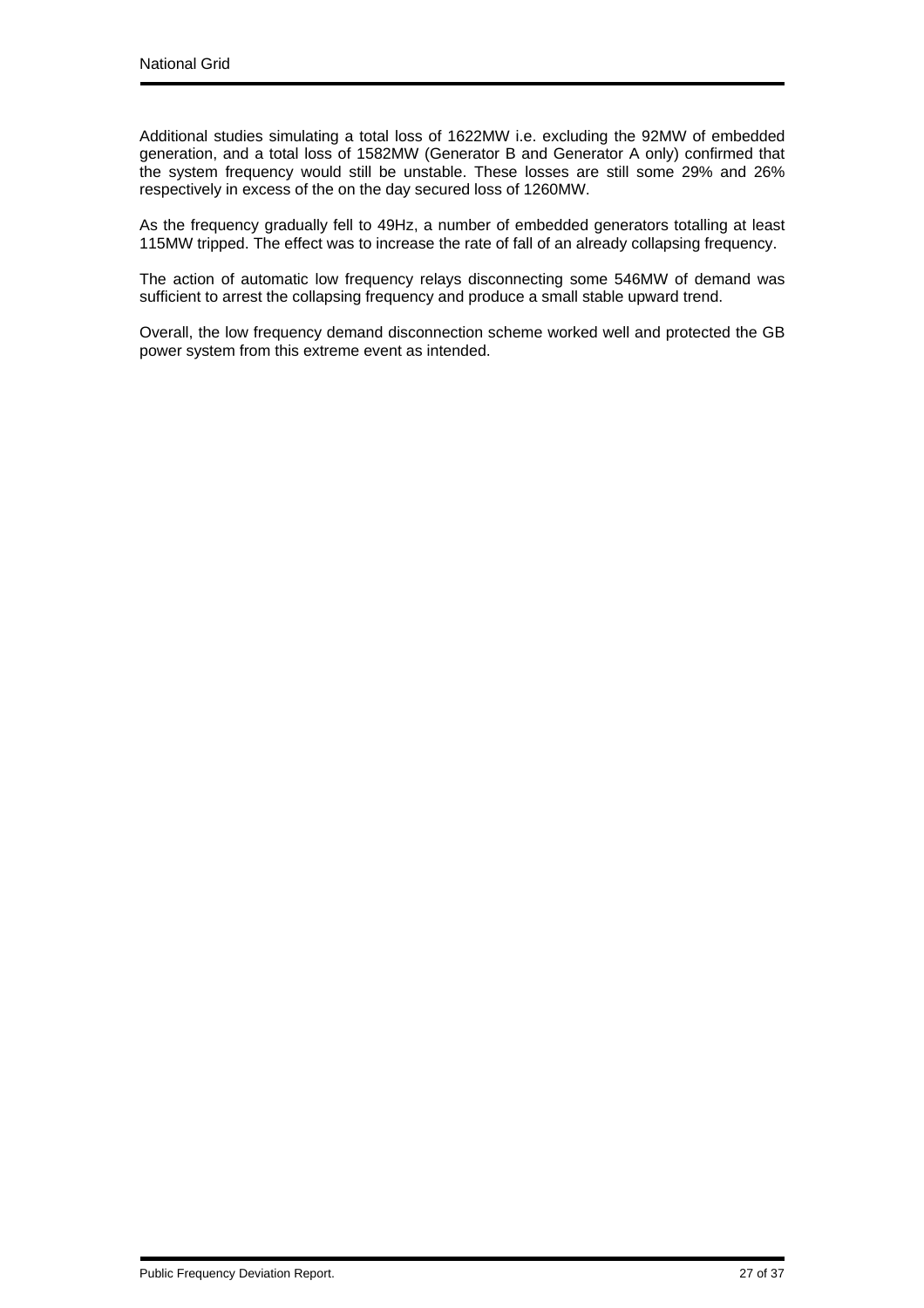Additional studies simulating a total loss of 1622MW i.e. excluding the 92MW of embedded generation, and a total loss of 1582MW (Generator B and Generator A only) confirmed that the system frequency would still be unstable. These losses are still some 29% and 26% respectively in excess of the on the day secured loss of 1260MW.

As the frequency gradually fell to 49Hz, a number of embedded generators totalling at least 115MW tripped. The effect was to increase the rate of fall of an already collapsing frequency.

The action of automatic low frequency relays disconnecting some 546MW of demand was sufficient to arrest the collapsing frequency and produce a small stable upward trend.

Overall, the low frequency demand disconnection scheme worked well and protected the GB power system from this extreme event as intended.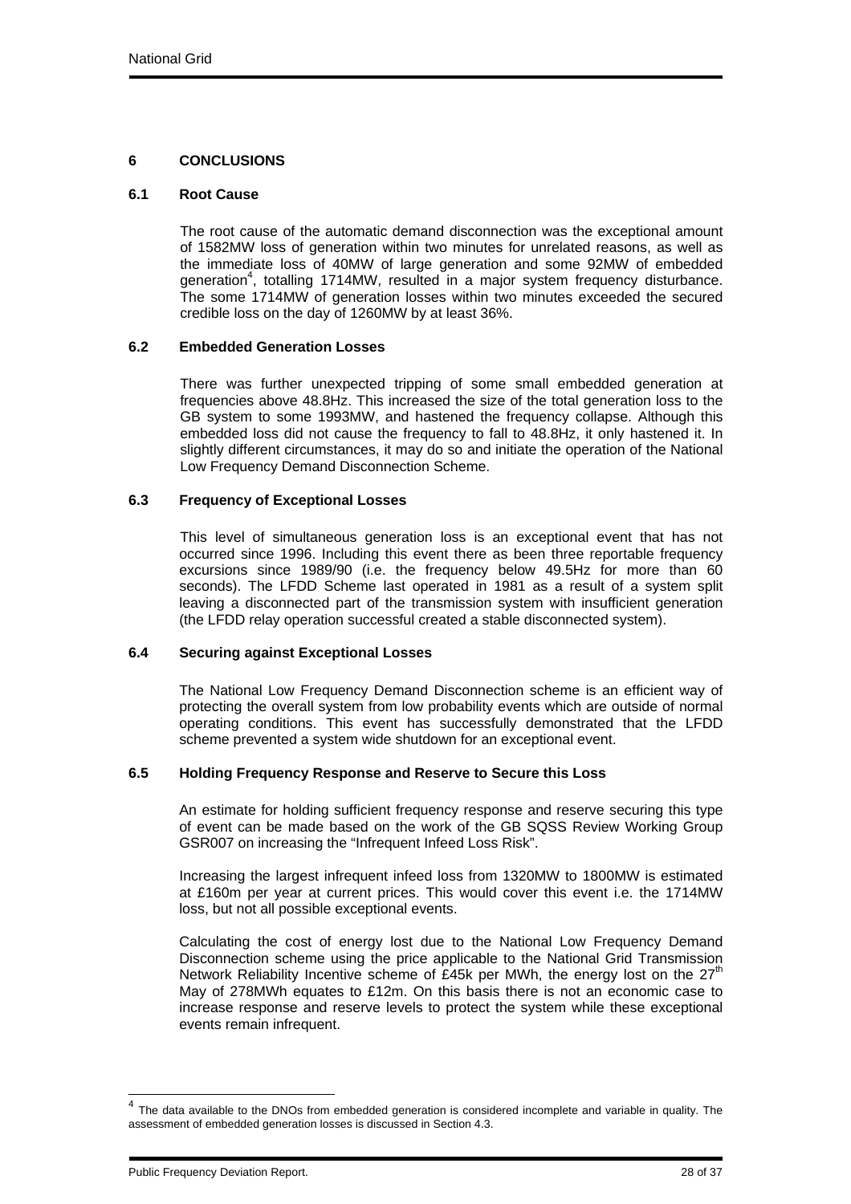## 6 CONCLUSIONS

### 6.1 Root Cause

The root cause of the automatic demand disconnection was the exceptional amount of 1582MW loss of generation within two minutes for unrelated reasons, as well as the immediate loss of 40MW of large generation and some 92MW of embedded generation[4], totalling 1714MW, resulted in a major system frequency disturbance. The some 1714MW of generation losses within two minutes exceeded the secured credible loss on the day of 1260MW by at least 36%.

### 6.2 Embedded Generation Losses

There was further unexpected tripping of some small embedded generation at frequencies above 48.8Hz. This increased the size of the total generation loss to the GB system to some 1993MW, and hastened the frequency collapse. Although this embedded loss did not cause the frequency to fall to 48.8Hz, it only hastened it. In slightly different circumstances, it may do so and initiate the operation of the National Low Frequency Demand Disconnection Scheme.

### 6.3 Frequency of Exceptional Losses

This level of simultaneous generation loss is an exceptional event that has not occurred since 1996. Including this event there as been three reportable frequency excursions since 1989/90 (i.e. the frequency below 49.5Hz for more than 60 seconds). The LFDD Scheme last operated in 1981 as a result of a system split leaving a disconnected part of the transmission system with insufficient generation (the LFDD relay operation successful created a stable disconnected system).

### 6.4 Securing against Exceptional Losses

The National Low Frequency Demand Disconnection scheme is an efficient way of protecting the overall system from low probability events which are outside of normal operating conditions. This event has successfully demonstrated that the LFDD scheme prevented a system wide shutdown for an exceptional event.

### 6.5 Holding Frequency Response and Reserve to Secure this Loss

An estimate for holding sufficient frequency response and reserve securing this type of event can be made based on the work of the GB SQSS Review Working Group GSR007 on increasing the “Infrequent Infeed Loss Risk”.

Increasing the largest infrequent infeed loss from 1320MW to 1800MW is estimated at £160m per year at current prices. This would cover this event i.e. the 1714MW loss, but not all possible exceptional events.

Calculating the cost of energy lost due to the National Low Frequency Demand Disconnection scheme using the price applicable to the National Grid Transmission Network Reliability Incentive scheme of £45k per MWh, the energy lost on the 27th May of 278MWh equates to £12m. On this basis there is not an economic case to increase response and reserve levels to protect the system while these exceptional events remain infrequent.

---

[4] The data available to the DNOs from embedded generation is considered incomplete and variable in quality. The assessment of embedded generation losses is discussed in Section 4.3.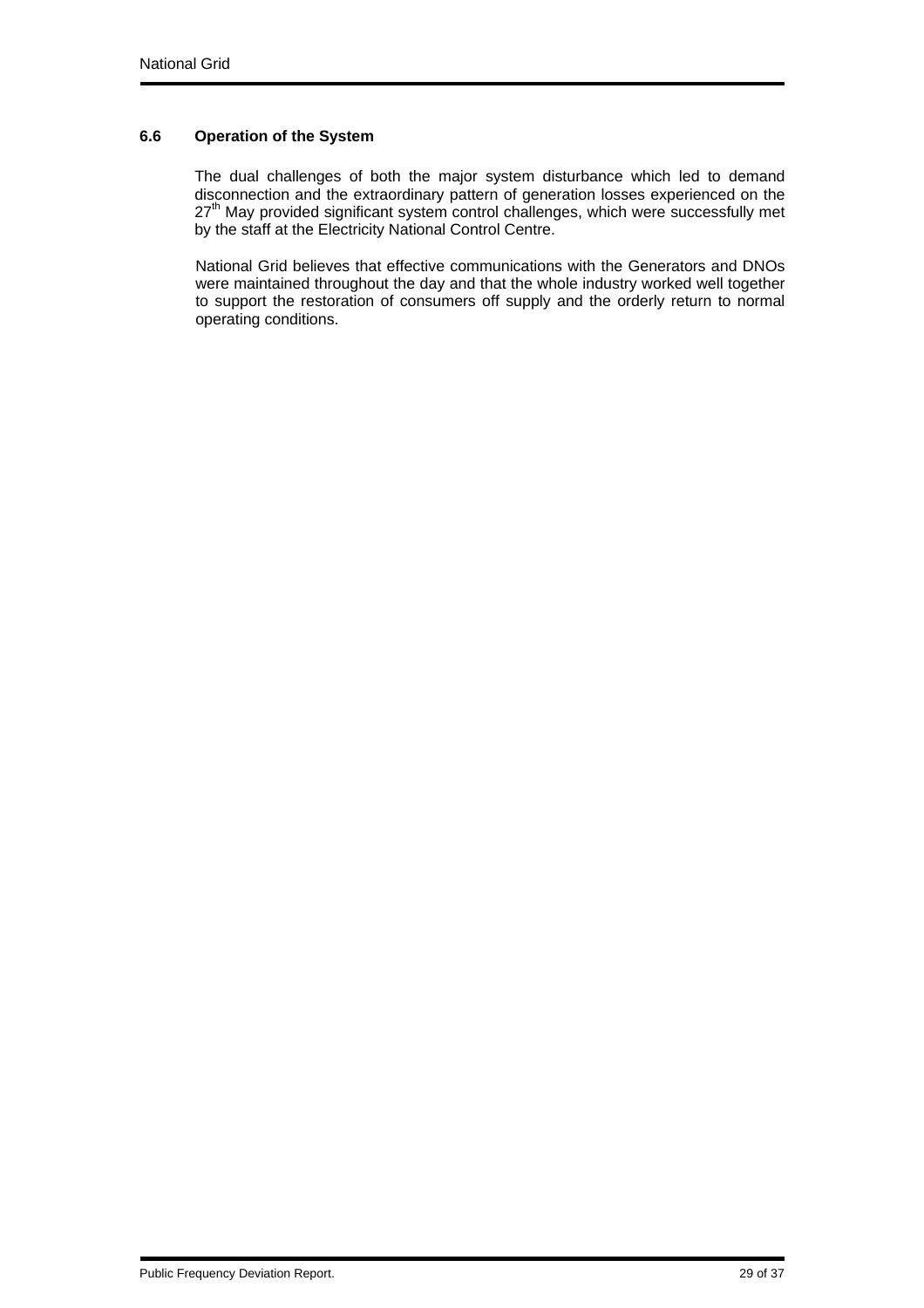### 6.6 Operation of the System

The dual challenges of both the major system disturbance which led to demand disconnection and the extraordinary pattern of generation losses experienced on the 27th May provided significant system control challenges, which were successfully met by the staff at the Electricity National Control Centre.

National Grid believes that effective communications with the Generators and DNOs were maintained throughout the day and that the whole industry worked well together to support the restoration of consumers off supply and the orderly return to normal operating conditions.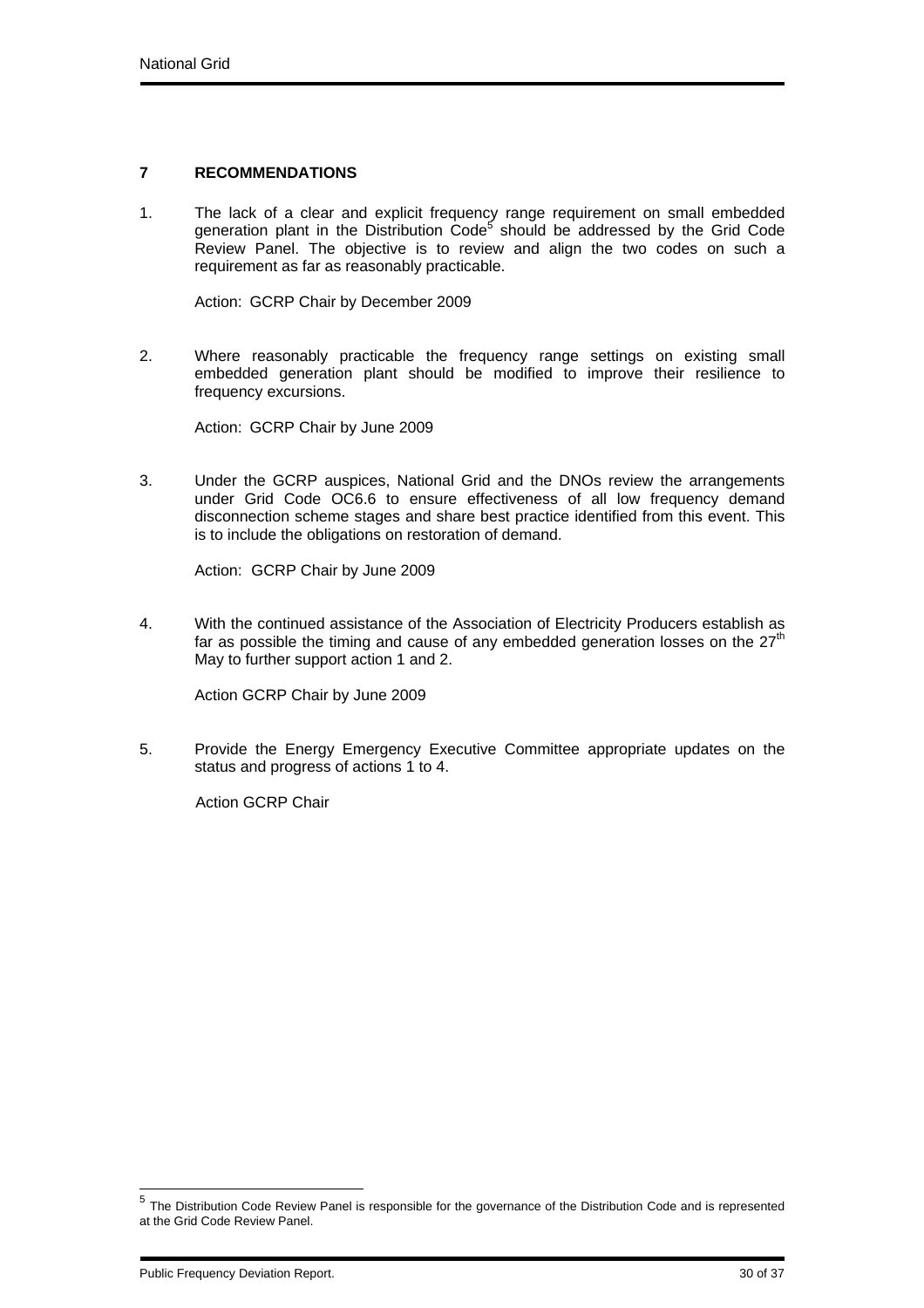## 7 RECOMMENDATIONS

1. The lack of a clear and explicit frequency range requirement on small embedded generation plant in the Distribution Code[5] should be addressed by the Grid Code Review Panel. The objective is to review and align the two codes on such a requirement as far as reasonably practicable.

   Action: GCRP Chair by December 2009

2. Where reasonably practicable the frequency range settings on existing small embedded generation plant should be modified to improve their resilience to frequency excursions.

   Action: GCRP Chair by June 2009

3. Under the GCRP auspices, National Grid and the DNOs review the arrangements under Grid Code OC6.6 to ensure effectiveness of all low frequency demand disconnection scheme stages and share best practice identified from this event. This is to include the obligations on restoration of demand.

   Action: GCRP Chair by June 2009

4. With the continued assistance of the Association of Electricity Producers establish as far as possible the timing and cause of any embedded generation losses on the 27th May to further support action 1 and 2.

   Action GCRP Chair by June 2009

5. Provide the Energy Emergency Executive Committee appropriate updates on the status and progress of actions 1 to 4.

   Action GCRP Chair

---

[5] The Distribution Code Review Panel is responsible for the governance of the Distribution Code and is represented at the Grid Code Review Panel.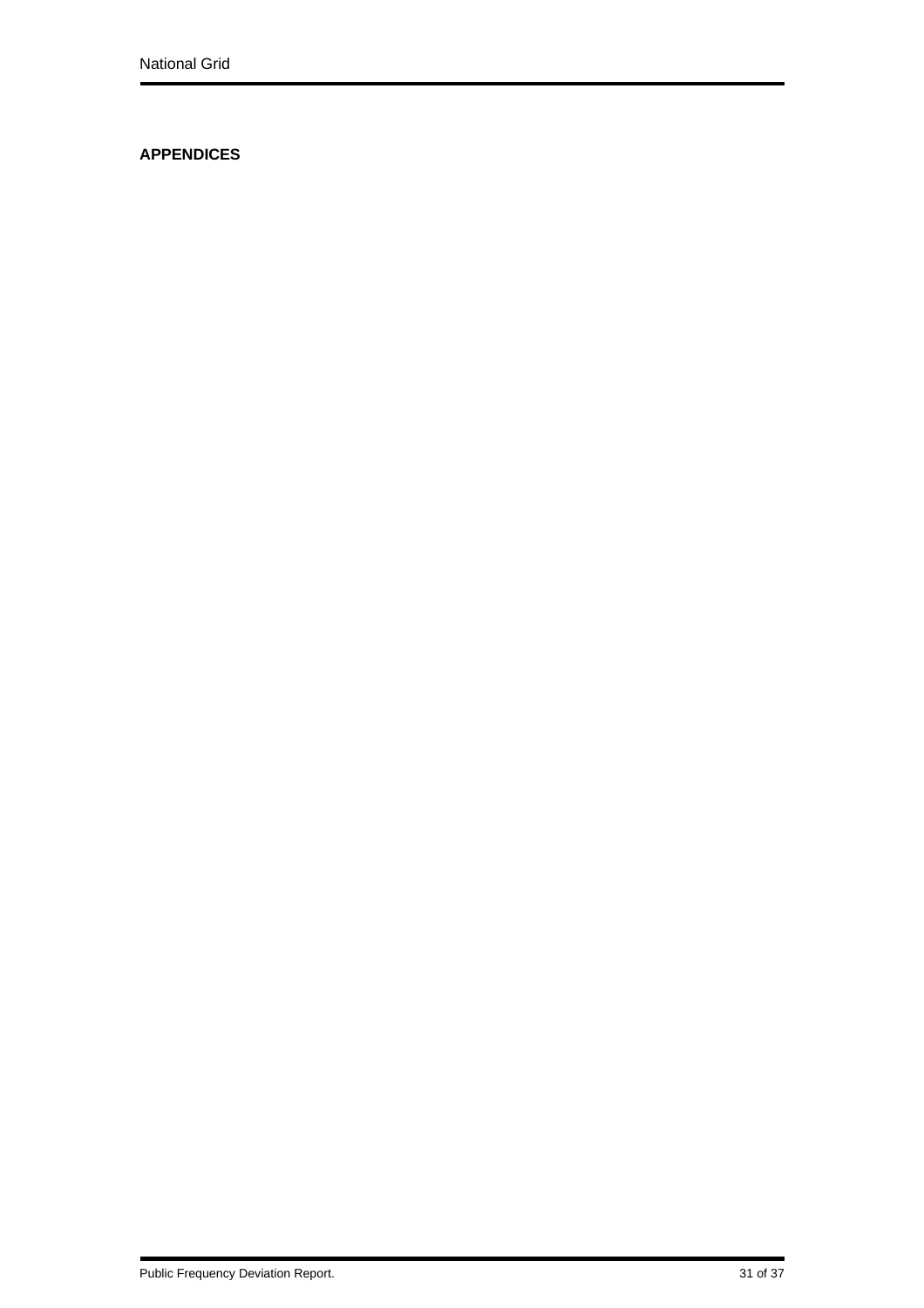**APPENDICES**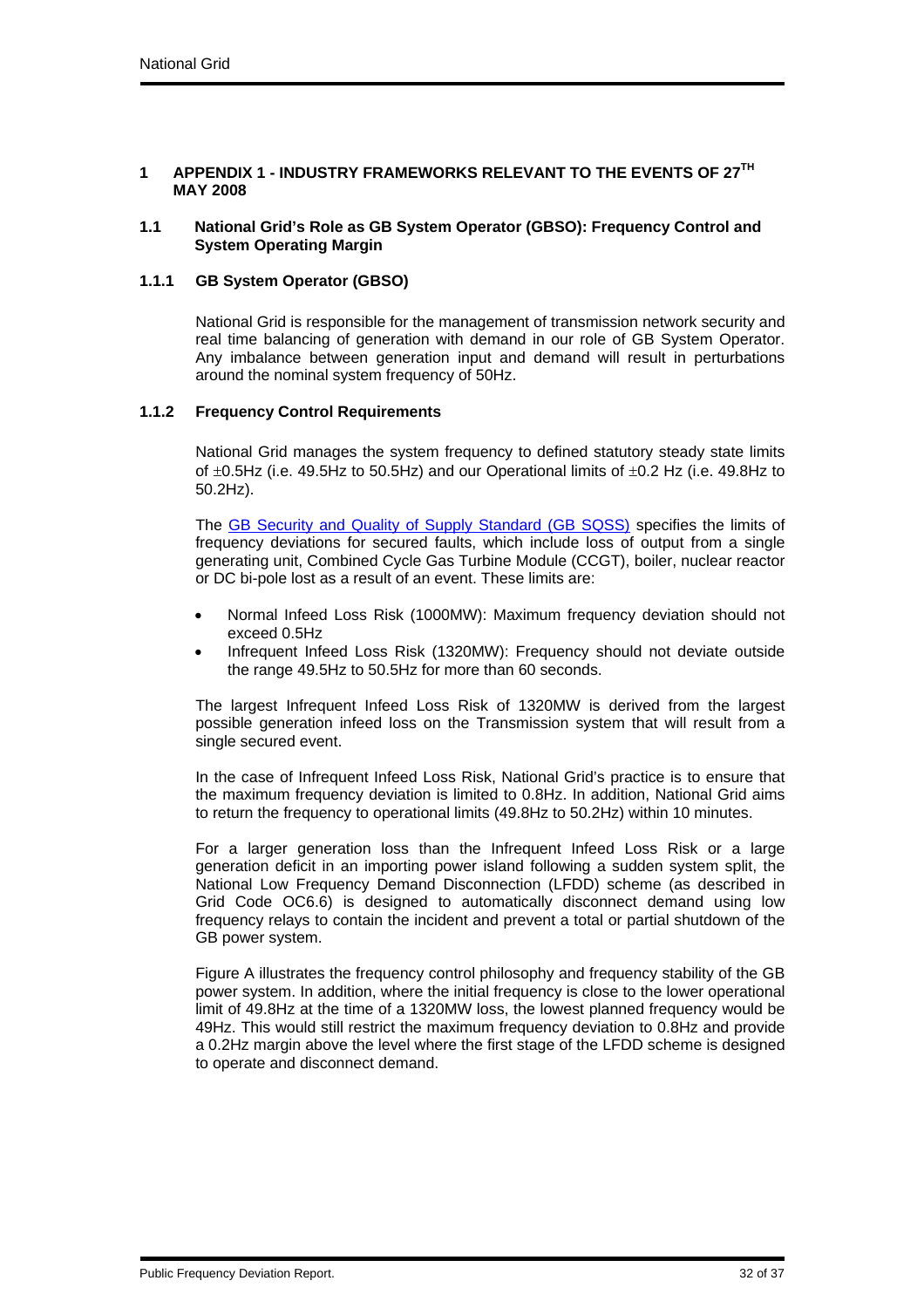# 1 APPENDIX 1 - INDUSTRY FRAMEWORKS RELEVANT TO THE EVENTS OF 27[TH] MAY 2008

## 1.1 National Grid's Role as GB System Operator (GBSO): Frequency Control and System Operating Margin

### 1.1.1 GB System Operator (GBSO)

National Grid is responsible for the management of transmission network security and real time balancing of generation with demand in our role of GB System Operator. Any imbalance between generation input and demand will result in perturbations around the nominal system frequency of 50Hz.

### 1.1.2 Frequency Control Requirements

National Grid manages the system frequency to defined statutory steady state limits of ±0.5Hz (i.e. 49.5Hz to 50.5Hz) and our Operational limits of ±0.2 Hz (i.e. 49.8Hz to 50.2Hz).

The GB Security and Quality of Supply Standard (GB SQSS) specifies the limits of frequency deviations for secured faults, which include loss of output from a single generating unit, Combined Cycle Gas Turbine Module (CCGT), boiler, nuclear reactor or DC bi-pole lost as a result of an event. These limits are:

- Normal Infeed Loss Risk (1000MW): Maximum frequency deviation should not exceed 0.5Hz
- Infrequent Infeed Loss Risk (1320MW): Frequency should not deviate outside the range 49.5Hz to 50.5Hz for more than 60 seconds.

The largest Infrequent Infeed Loss Risk of 1320MW is derived from the largest possible generation infeed loss on the Transmission system that will result from a single secured event.

In the case of Infrequent Infeed Loss Risk, National Grid's practice is to ensure that the maximum frequency deviation is limited to 0.8Hz. In addition, National Grid aims to return the frequency to operational limits (49.8Hz to 50.2Hz) within 10 minutes.

For a larger generation loss than the Infrequent Infeed Loss Risk or a large generation deficit in an importing power island following a sudden system split, the National Low Frequency Demand Disconnection (LFDD) scheme (as described in Grid Code OC6.6) is designed to automatically disconnect demand using low frequency relays to contain the incident and prevent a total or partial shutdown of the GB power system.

Figure A illustrates the frequency control philosophy and frequency stability of the GB power system. In addition, where the initial frequency is close to the lower operational limit of 49.8Hz at the time of a 1320MW loss, the lowest planned frequency would be 49Hz. This would still restrict the maximum frequency deviation to 0.8Hz and provide a 0.2Hz margin above the level where the first stage of the LFDD scheme is designed to operate and disconnect demand.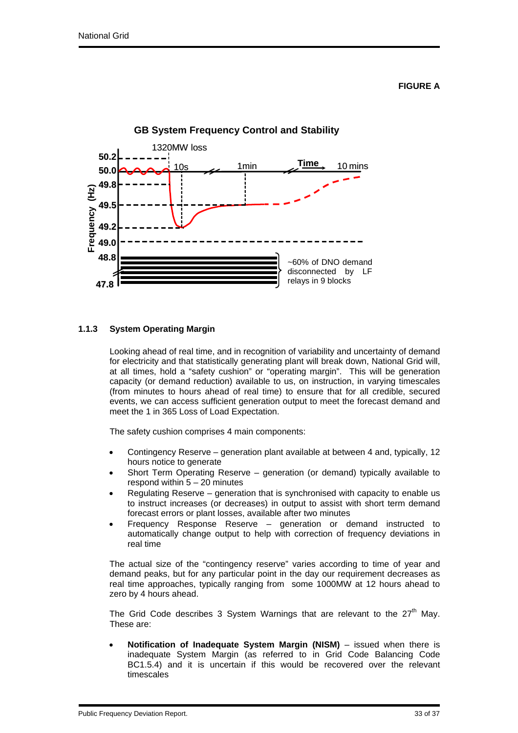**FIGURE A**

**GB System Frequency Control and Stability**

### 1.1.3 System Operating Margin

Looking ahead of real time, and in recognition of variability and uncertainty of demand for electricity and that statistically generating plant will break down, National Grid will, at all times, hold a "safety cushion" or "operating margin". This will be generation capacity (or demand reduction) available to us, on instruction, in varying timescales (from minutes to hours ahead of real time) to ensure that for all credible, secured events, we can access sufficient generation output to meet the forecast demand and meet the 1 in 365 Loss of Load Expectation.

The safety cushion comprises 4 main components:

- Contingency Reserve – generation plant available at between 4 and, typically, 12 hours notice to generate
- Short Term Operating Reserve – generation (or demand) typically available to respond within 5 – 20 minutes
- Regulating Reserve – generation that is synchronised with capacity to enable us to instruct increases (or decreases) in output to assist with short term demand forecast errors or plant losses, available after two minutes
- Frequency Response Reserve – generation or demand instructed to automatically change output to help with correction of frequency deviations in real time

The actual size of the "contingency reserve" varies according to time of year and demand peaks, but for any particular point in the day our requirement decreases as real time approaches, typically ranging from some 1000MW at 12 hours ahead to zero by 4 hours ahead.

The Grid Code describes 3 System Warnings that are relevant to the 27th May. These are:

- **Notification of Inadequate System Margin (NISM)** – issued when there is inadequate System Margin (as referred to in Grid Code Balancing Code BC1.5.4) and it is uncertain if this would be recovered over the relevant timescales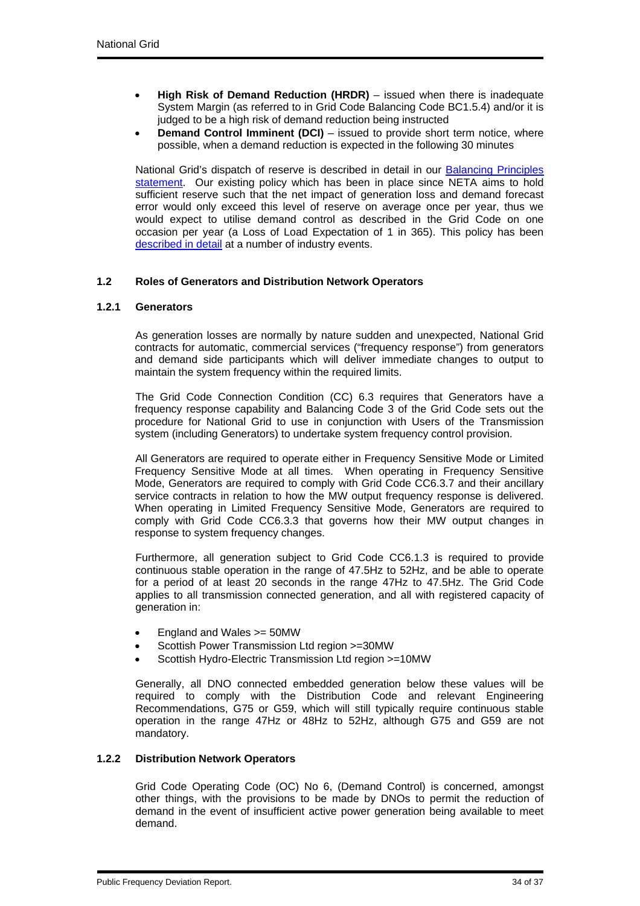- **High Risk of Demand Reduction (HRDR)** – issued when there is inadequate System Margin (as referred to in Grid Code Balancing Code BC1.5.4) and/or it is judged to be a high risk of demand reduction being instructed
- **Demand Control Imminent (DCI)** – issued to provide short term notice, where possible, when a demand reduction is expected in the following 30 minutes

National Grid's dispatch of reserve is described in detail in our Balancing Principles statement. Our existing policy which has been in place since NETA aims to hold sufficient reserve such that the net impact of generation loss and demand forecast error would only exceed this level of reserve on average once per year, thus we would expect to utilise demand control as described in the Grid Code on one occasion per year (a Loss of Load Expectation of 1 in 365). This policy has been described in detail at a number of industry events.

### 1.2 Roles of Generators and Distribution Network Operators

#### 1.2.1 Generators

As generation losses are normally by nature sudden and unexpected, National Grid contracts for automatic, commercial services ("frequency response") from generators and demand side participants which will deliver immediate changes to output to maintain the system frequency within the required limits.

The Grid Code Connection Condition (CC) 6.3 requires that Generators have a frequency response capability and Balancing Code 3 of the Grid Code sets out the procedure for National Grid to use in conjunction with Users of the Transmission system (including Generators) to undertake system frequency control provision.

All Generators are required to operate either in Frequency Sensitive Mode or Limited Frequency Sensitive Mode at all times. When operating in Frequency Sensitive Mode, Generators are required to comply with Grid Code CC6.3.7 and their ancillary service contracts in relation to how the MW output frequency response is delivered. When operating in Limited Frequency Sensitive Mode, Generators are required to comply with Grid Code CC6.3.3 that governs how their MW output changes in response to system frequency changes.

Furthermore, all generation subject to Grid Code CC6.1.3 is required to provide continuous stable operation in the range of 47.5Hz to 52Hz, and be able to operate for a period of at least 20 seconds in the range 47Hz to 47.5Hz. The Grid Code applies to all transmission connected generation, and all with registered capacity of generation in:

- England and Wales >= 50MW
- Scottish Power Transmission Ltd region >=30MW
- Scottish Hydro-Electric Transmission Ltd region >=10MW

Generally, all DNO connected embedded generation below these values will be required to comply with the Distribution Code and relevant Engineering Recommendations, G75 or G59, which will still typically require continuous stable operation in the range 47Hz or 48Hz to 52Hz, although G75 and G59 are not mandatory.

#### 1.2.2 Distribution Network Operators

Grid Code Operating Code (OC) No 6, (Demand Control) is concerned, amongst other things, with the provisions to be made by DNOs to permit the reduction of demand in the event of insufficient active power generation being available to meet demand.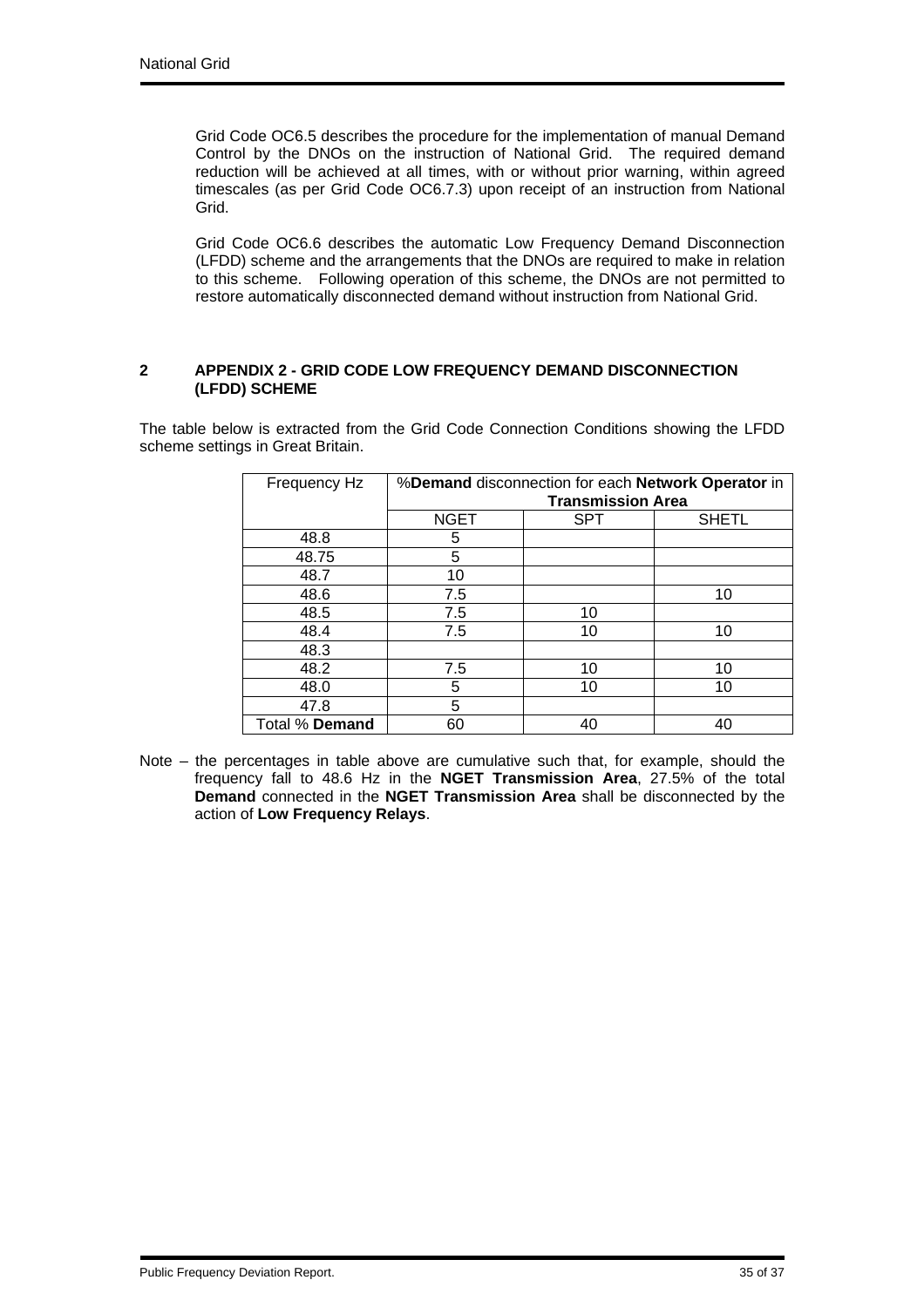Grid Code OC6.5 describes the procedure for the implementation of manual Demand Control by the DNOs on the instruction of National Grid. The required demand reduction will be achieved at all times, with or without prior warning, within agreed timescales (as per Grid Code OC6.7.3) upon receipt of an instruction from National Grid.

Grid Code OC6.6 describes the automatic Low Frequency Demand Disconnection (LFDD) scheme and the arrangements that the DNOs are required to make in relation to this scheme. Following operation of this scheme, the DNOs are not permitted to restore automatically disconnected demand without instruction from National Grid.

## 2 APPENDIX 2 - GRID CODE LOW FREQUENCY DEMAND DISCONNECTION (LFDD) SCHEME

The table below is extracted from the Grid Code Connection Conditions showing the LFDD scheme settings in Great Britain.

| Frequency Hz | %**Demand** disconnection for each **Network Operator** in **Transmission Area** | | |
|---|---|---|---|
| | NGET | SPT | SHETL |
| 48.8 | 5 | | |
| 48.75 | 5 | | |
| 48.7 | 10 | | |
| 48.6 | 7.5 | | 10 |
| 48.5 | 7.5 | 10 | |
| 48.4 | 7.5 | 10 | 10 |
| 48.3 | | | |
| 48.2 | 7.5 | 10 | 10 |
| 48.0 | 5 | 10 | 10 |
| 47.8 | 5 | | |
| Total % **Demand** | 60 | 40 | 40 |

Note – the percentages in table above are cumulative such that, for example, should the frequency fall to 48.6 Hz in the **NGET Transmission Area**, 27.5% of the total **Demand** connected in the **NGET Transmission Area** shall be disconnected by the action of **Low Frequency Relays**.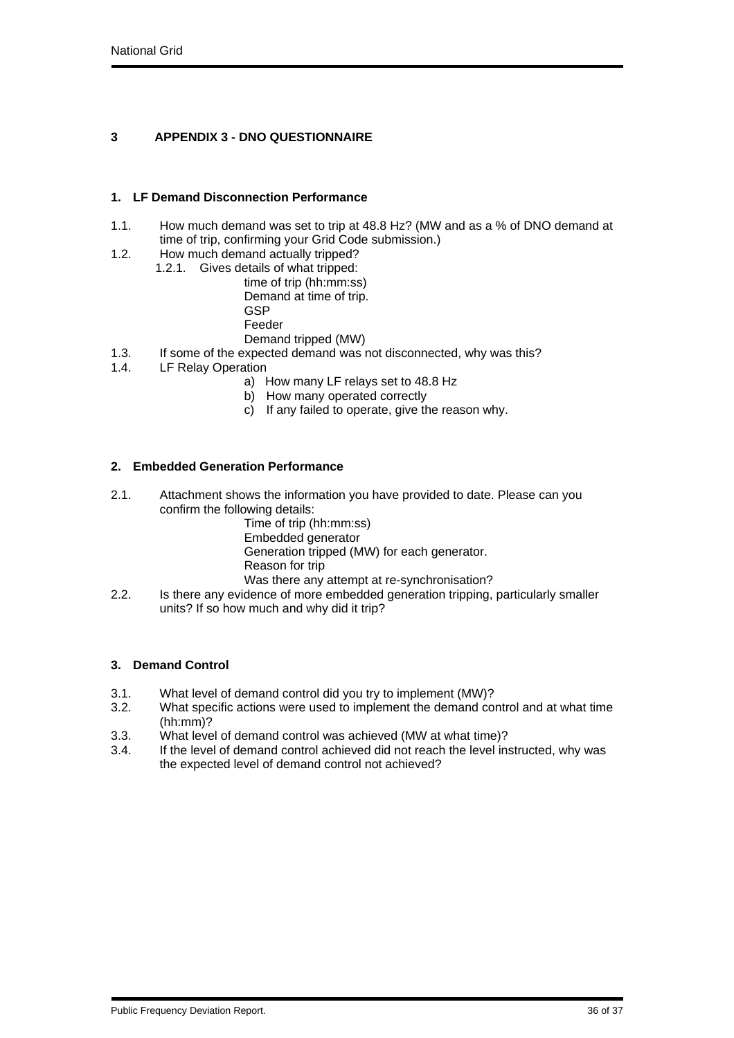# 3 APPENDIX 3 - DNO QUESTIONNAIRE

## 1. LF Demand Disconnection Performance

1.1. How much demand was set to trip at 48.8 Hz? (MW and as a % of DNO demand at time of trip, confirming your Grid Code submission.)

1.2. How much demand actually tripped?

1.2.1. Gives details of what tripped:

time of trip (hh:mm:ss)
Demand at time of trip.
GSP
Feeder
Demand tripped (MW)

1.3. If some of the expected demand was not disconnected, why was this?

1.4. LF Relay Operation

a) How many LF relays set to 48.8 Hz
b) How many operated correctly
c) If any failed to operate, give the reason why.

## 2. Embedded Generation Performance

2.1. Attachment shows the information you have provided to date. Please can you confirm the following details:

Time of trip (hh:mm:ss)
Embedded generator
Generation tripped (MW) for each generator.
Reason for trip
Was there any attempt at re-synchronisation?

2.2. Is there any evidence of more embedded generation tripping, particularly smaller units? If so how much and why did it trip?

## 3. Demand Control

3.1. What level of demand control did you try to implement (MW)?

3.2. What specific actions were used to implement the demand control and at what time (hh:mm)?

3.3. What level of demand control was achieved (MW at what time)?

3.4. If the level of demand control achieved did not reach the level instructed, why was the expected level of demand control not achieved?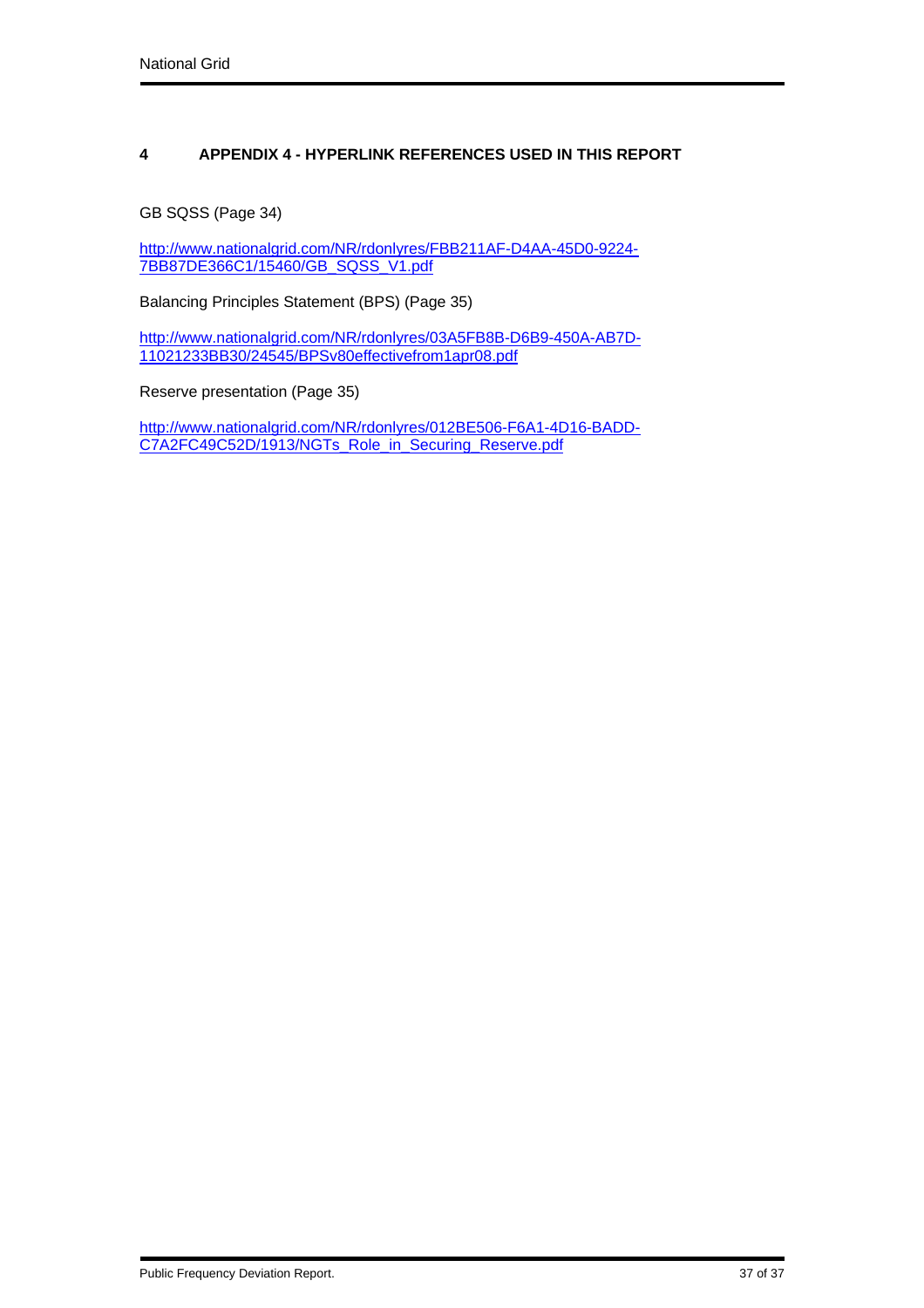## 4 APPENDIX 4 - HYPERLINK REFERENCES USED IN THIS REPORT

GB SQSS (Page 34)

http://www.nationalgrid.com/NR/rdonlyres/FBB211AF-D4AA-45D0-9224-7BB87DE366C1/15460/GB_SQSS_V1.pdf

Balancing Principles Statement (BPS) (Page 35)

http://www.nationalgrid.com/NR/rdonlyres/03A5FB8B-D6B9-450A-AB7D-11021233BB30/24545/BPSv80effectivefrom1apr08.pdf

Reserve presentation (Page 35)

http://www.nationalgrid.com/NR/rdonlyres/012BE506-F6A1-4D16-BADD-C7A2FC49C52D/1913/NGTs_Role_in_Securing_Reserve.pdf